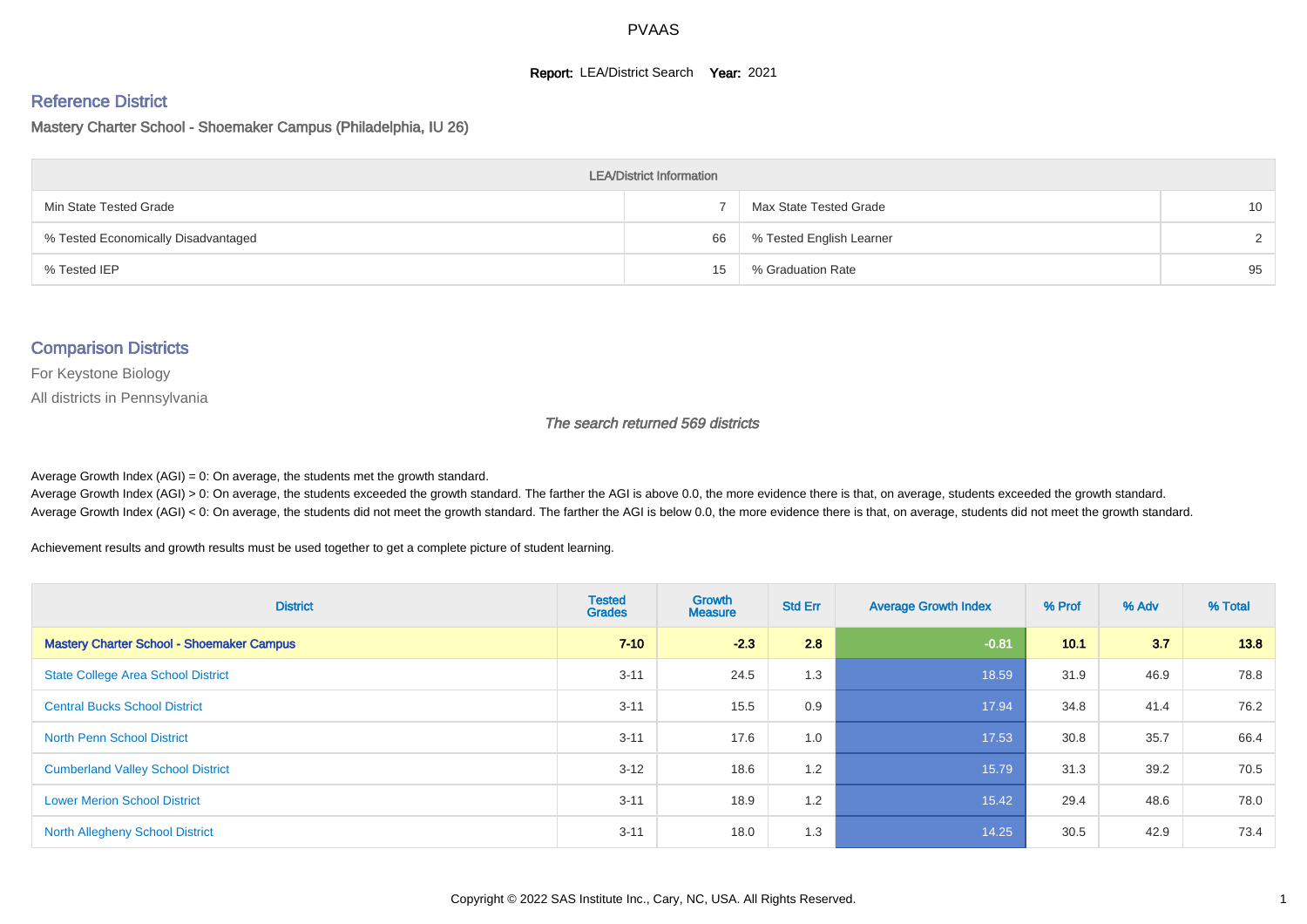# PVAAS

**Report:** LEA/District Search **Year:** 2021

## Reference District

### Mastery Charter School - Shoemaker Campus (Philadelphia, IU 26)

| LEA/District Information | | | |
|---|---|---|---|
| Min State Tested Grade | 7 | Max State Tested Grade | 10 |
| % Tested Economically Disadvantaged | 66 | % Tested English Learner | 2 |
| % Tested IEP | 15 | % Graduation Rate | 95 |

## Comparison Districts

For Keystone Biology

All districts in Pennsylvania

*The search returned 569 districts*

Average Growth Index (AGI) = 0: On average, the students met the growth standard.

Average Growth Index (AGI) > 0: On average, the students exceeded the growth standard. The farther the AGI is above 0.0, the more evidence there is that, on average, students exceeded the growth standard.

Average Growth Index (AGI) < 0: On average, the students did not meet the growth standard. The farther the AGI is below 0.0, the more evidence there is that, on average, students did not meet the growth standard.

Achievement results and growth results must be used together to get a complete picture of student learning.

| District | Tested Grades | Growth Measure | Std Err | Average Growth Index | % Prof | % Adv | % Total |
|---|---|---|---|---|---|---|---|
| **Mastery Charter School - Shoemaker Campus** | **7-10** | **-2.3** | **2.8** | **-0.81** | **10.1** | **3.7** | **13.8** |
| State College Area School District | 3-11 | 24.5 | 1.3 | 18.59 | 31.9 | 46.9 | 78.8 |
| Central Bucks School District | 3-11 | 15.5 | 0.9 | 17.94 | 34.8 | 41.4 | 76.2 |
| North Penn School District | 3-11 | 17.6 | 1.0 | 17.53 | 30.8 | 35.7 | 66.4 |
| Cumberland Valley School District | 3-12 | 18.6 | 1.2 | 15.79 | 31.3 | 39.2 | 70.5 |
| Lower Merion School District | 3-11 | 18.9 | 1.2 | 15.42 | 29.4 | 48.6 | 78.0 |
| North Allegheny School District | 3-11 | 18.0 | 1.3 | 14.25 | 30.5 | 42.9 | 73.4 |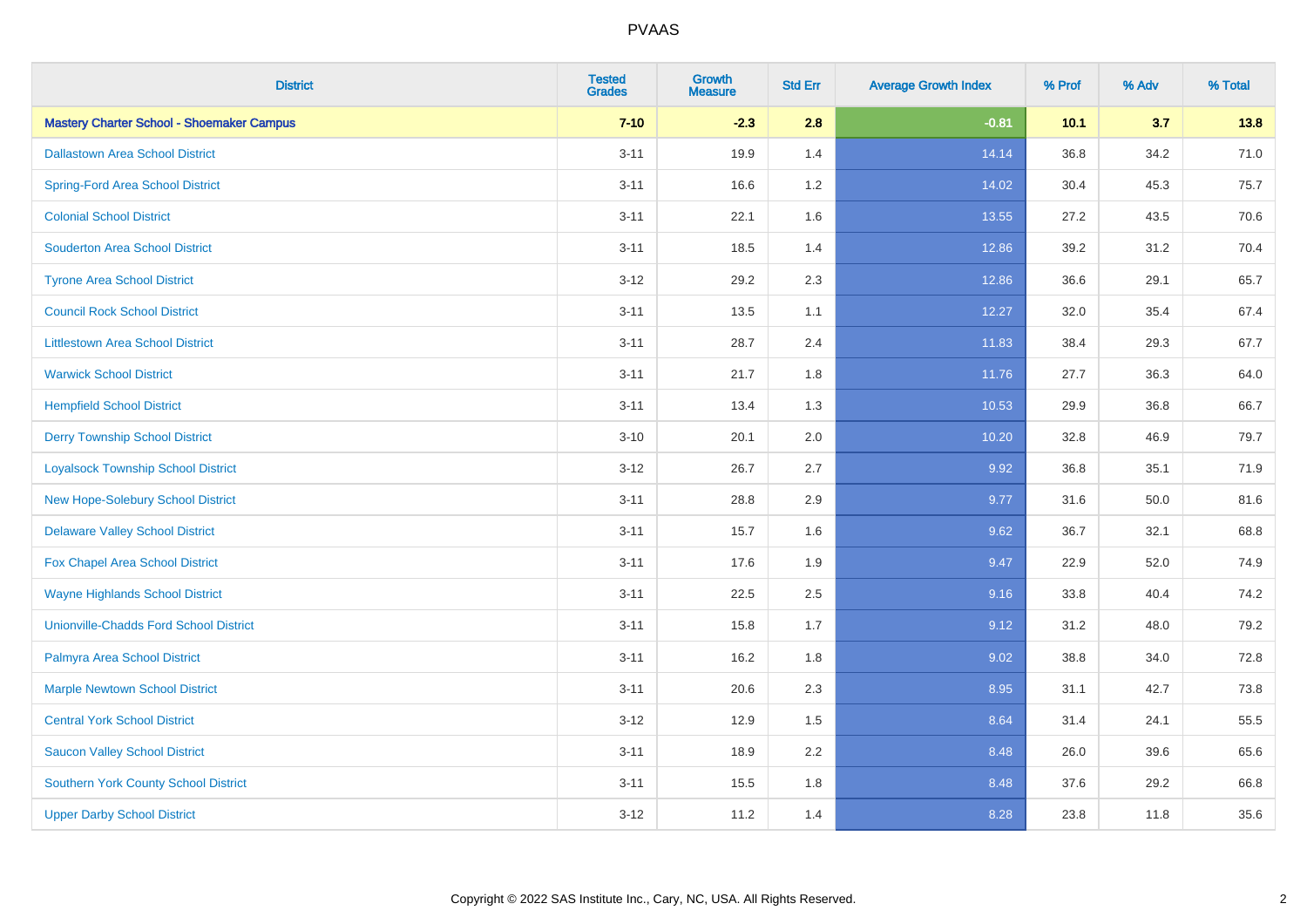PVAAS

| District | Tested Grades | Growth Measure | Std Err | Average Growth Index | % Prof | % Adv | % Total |
|---|---|---|---|---|---|---|---|
| **Mastery Charter School - Shoemaker Campus** | **7-10** | **-2.3** | **2.8** | **-0.81** | **10.1** | **3.7** | **13.8** |
| Dallastown Area School District | 3-11 | 19.9 | 1.4 | 14.14 | 36.8 | 34.2 | 71.0 |
| Spring-Ford Area School District | 3-11 | 16.6 | 1.2 | 14.02 | 30.4 | 45.3 | 75.7 |
| Colonial School District | 3-11 | 22.1 | 1.6 | 13.55 | 27.2 | 43.5 | 70.6 |
| Souderton Area School District | 3-11 | 18.5 | 1.4 | 12.86 | 39.2 | 31.2 | 70.4 |
| Tyrone Area School District | 3-12 | 29.2 | 2.3 | 12.86 | 36.6 | 29.1 | 65.7 |
| Council Rock School District | 3-11 | 13.5 | 1.1 | 12.27 | 32.0 | 35.4 | 67.4 |
| Littlestown Area School District | 3-11 | 28.7 | 2.4 | 11.83 | 38.4 | 29.3 | 67.7 |
| Warwick School District | 3-11 | 21.7 | 1.8 | 11.76 | 27.7 | 36.3 | 64.0 |
| Hempfield School District | 3-11 | 13.4 | 1.3 | 10.53 | 29.9 | 36.8 | 66.7 |
| Derry Township School District | 3-10 | 20.1 | 2.0 | 10.20 | 32.8 | 46.9 | 79.7 |
| Loyalsock Township School District | 3-12 | 26.7 | 2.7 | 9.92 | 36.8 | 35.1 | 71.9 |
| New Hope-Solebury School District | 3-11 | 28.8 | 2.9 | 9.77 | 31.6 | 50.0 | 81.6 |
| Delaware Valley School District | 3-11 | 15.7 | 1.6 | 9.62 | 36.7 | 32.1 | 68.8 |
| Fox Chapel Area School District | 3-11 | 17.6 | 1.9 | 9.47 | 22.9 | 52.0 | 74.9 |
| Wayne Highlands School District | 3-11 | 22.5 | 2.5 | 9.16 | 33.8 | 40.4 | 74.2 |
| Unionville-Chadds Ford School District | 3-11 | 15.8 | 1.7 | 9.12 | 31.2 | 48.0 | 79.2 |
| Palmyra Area School District | 3-11 | 16.2 | 1.8 | 9.02 | 38.8 | 34.0 | 72.8 |
| Marple Newtown School District | 3-11 | 20.6 | 2.3 | 8.95 | 31.1 | 42.7 | 73.8 |
| Central York School District | 3-12 | 12.9 | 1.5 | 8.64 | 31.4 | 24.1 | 55.5 |
| Saucon Valley School District | 3-11 | 18.9 | 2.2 | 8.48 | 26.0 | 39.6 | 65.6 |
| Southern York County School District | 3-11 | 15.5 | 1.8 | 8.48 | 37.6 | 29.2 | 66.8 |
| Upper Darby School District | 3-12 | 11.2 | 1.4 | 8.28 | 23.8 | 11.8 | 35.6 |

Copyright © 2022 SAS Institute Inc., Cary, NC, USA. All Rights Reserved.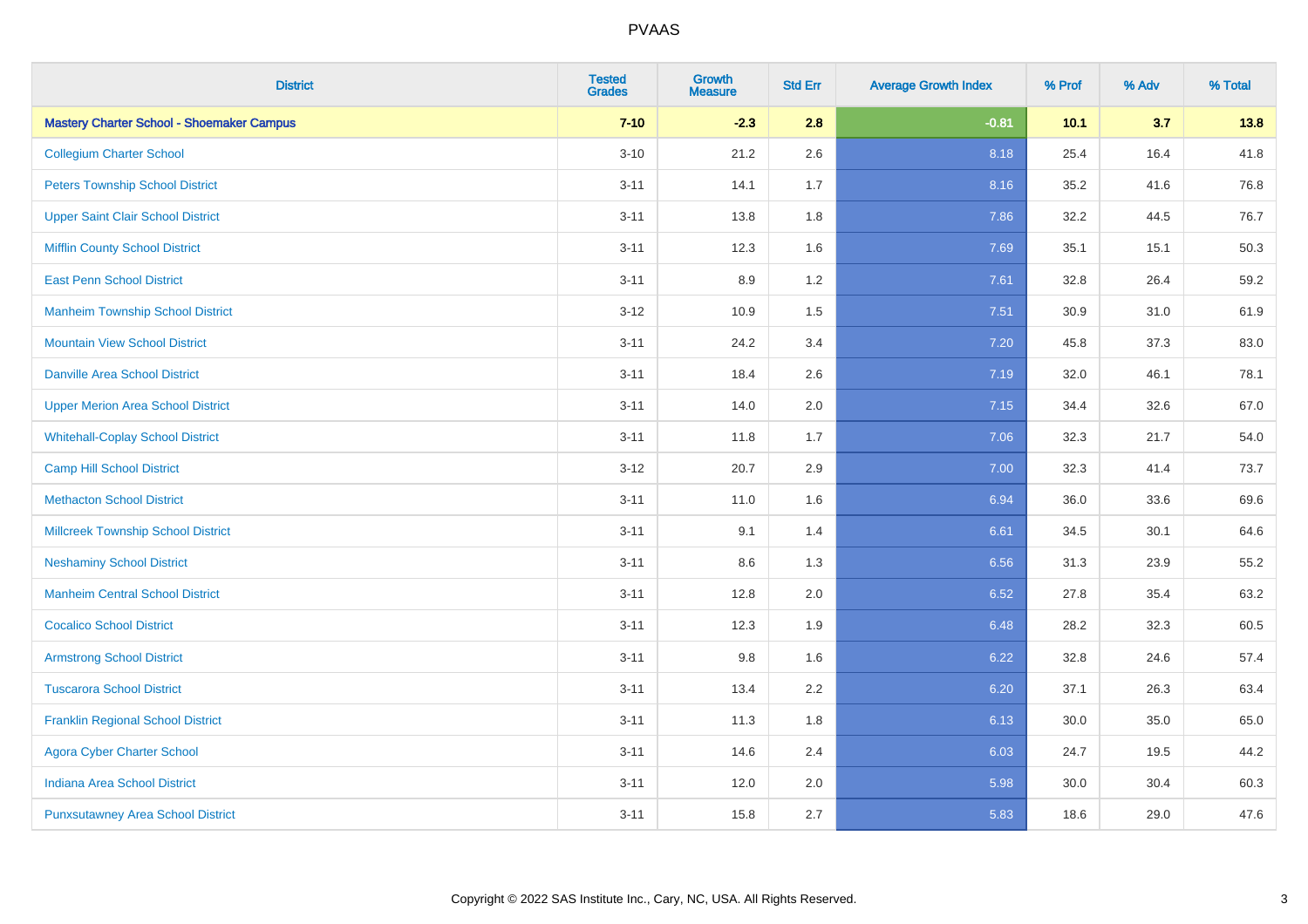| District | Tested Grades | Growth Measure | Std Err | Average Growth Index | % Prof | % Adv | % Total |
|---|---|---|---|---|---|---|---|
| **Mastery Charter School - Shoemaker Campus** | **7-10** | **-2.3** | **2.8** | **-0.81** | **10.1** | **3.7** | **13.8** |
| Collegium Charter School | 3-10 | 21.2 | 2.6 | 8.18 | 25.4 | 16.4 | 41.8 |
| Peters Township School District | 3-11 | 14.1 | 1.7 | 8.16 | 35.2 | 41.6 | 76.8 |
| Upper Saint Clair School District | 3-11 | 13.8 | 1.8 | 7.86 | 32.2 | 44.5 | 76.7 |
| Mifflin County School District | 3-11 | 12.3 | 1.6 | 7.69 | 35.1 | 15.1 | 50.3 |
| East Penn School District | 3-11 | 8.9 | 1.2 | 7.61 | 32.8 | 26.4 | 59.2 |
| Manheim Township School District | 3-12 | 10.9 | 1.5 | 7.51 | 30.9 | 31.0 | 61.9 |
| Mountain View School District | 3-11 | 24.2 | 3.4 | 7.20 | 45.8 | 37.3 | 83.0 |
| Danville Area School District | 3-11 | 18.4 | 2.6 | 7.19 | 32.0 | 46.1 | 78.1 |
| Upper Merion Area School District | 3-11 | 14.0 | 2.0 | 7.15 | 34.4 | 32.6 | 67.0 |
| Whitehall-Coplay School District | 3-11 | 11.8 | 1.7 | 7.06 | 32.3 | 21.7 | 54.0 |
| Camp Hill School District | 3-12 | 20.7 | 2.9 | 7.00 | 32.3 | 41.4 | 73.7 |
| Methacton School District | 3-11 | 11.0 | 1.6 | 6.94 | 36.0 | 33.6 | 69.6 |
| Millcreek Township School District | 3-11 | 9.1 | 1.4 | 6.61 | 34.5 | 30.1 | 64.6 |
| Neshaminy School District | 3-11 | 8.6 | 1.3 | 6.56 | 31.3 | 23.9 | 55.2 |
| Manheim Central School District | 3-11 | 12.8 | 2.0 | 6.52 | 27.8 | 35.4 | 63.2 |
| Cocalico School District | 3-11 | 12.3 | 1.9 | 6.48 | 28.2 | 32.3 | 60.5 |
| Armstrong School District | 3-11 | 9.8 | 1.6 | 6.22 | 32.8 | 24.6 | 57.4 |
| Tuscarora School District | 3-11 | 13.4 | 2.2 | 6.20 | 37.1 | 26.3 | 63.4 |
| Franklin Regional School District | 3-11 | 11.3 | 1.8 | 6.13 | 30.0 | 35.0 | 65.0 |
| Agora Cyber Charter School | 3-11 | 14.6 | 2.4 | 6.03 | 24.7 | 19.5 | 44.2 |
| Indiana Area School District | 3-11 | 12.0 | 2.0 | 5.98 | 30.0 | 30.4 | 60.3 |
| Punxsutawney Area School District | 3-11 | 15.8 | 2.7 | 5.83 | 18.6 | 29.0 | 47.6 |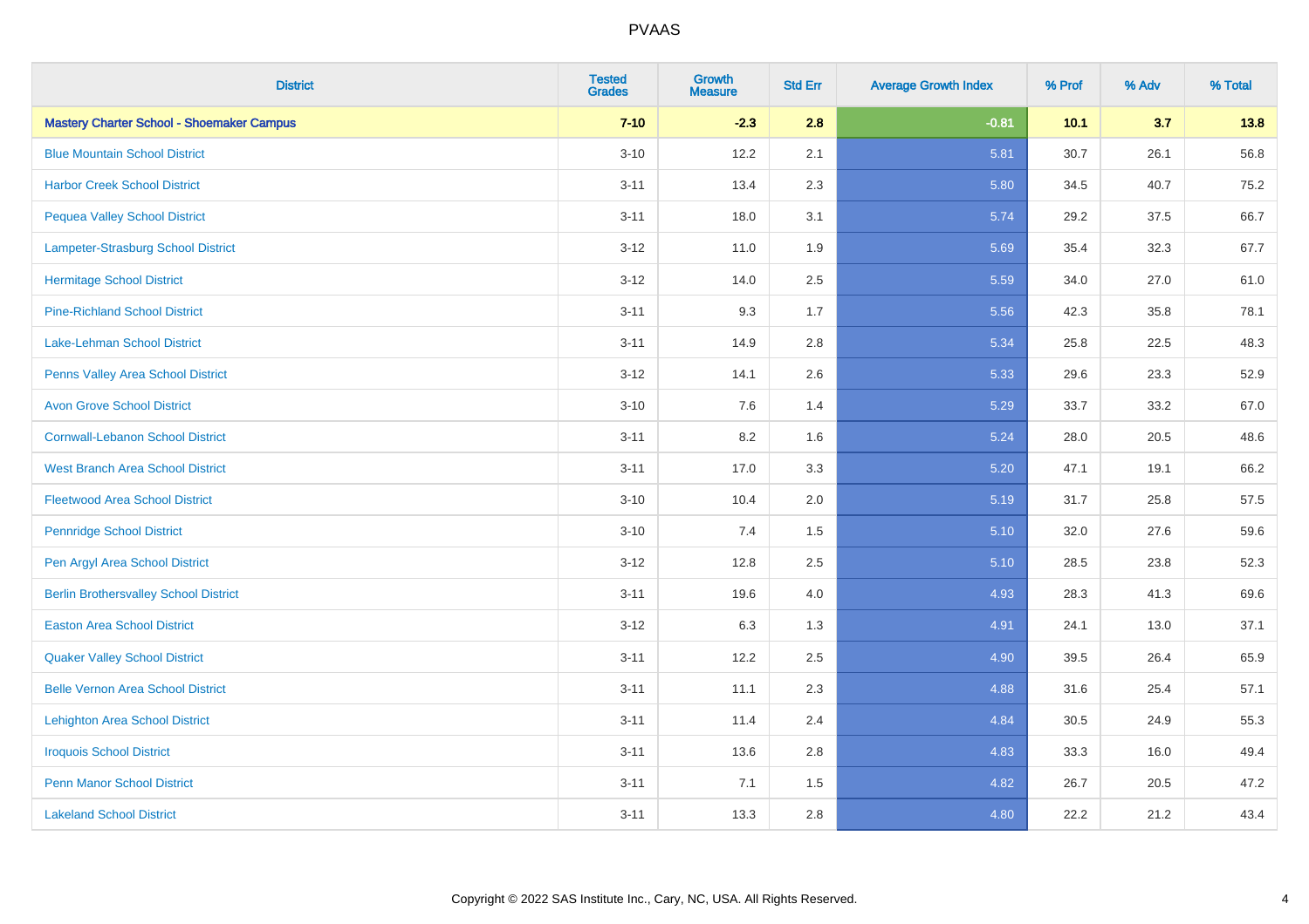# PVAAS

| District | Tested Grades | Growth Measure | Std Err | Average Growth Index | % Prof | % Adv | % Total |
|---|---|---|---|---|---|---|---|
| **Mastery Charter School - Shoemaker Campus** | **7-10** | **-2.3** | **2.8** | **-0.81** | **10.1** | **3.7** | **13.8** |
| Blue Mountain School District | 3-10 | 12.2 | 2.1 | 5.81 | 30.7 | 26.1 | 56.8 |
| Harbor Creek School District | 3-11 | 13.4 | 2.3 | 5.80 | 34.5 | 40.7 | 75.2 |
| Pequea Valley School District | 3-11 | 18.0 | 3.1 | 5.74 | 29.2 | 37.5 | 66.7 |
| Lampeter-Strasburg School District | 3-12 | 11.0 | 1.9 | 5.69 | 35.4 | 32.3 | 67.7 |
| Hermitage School District | 3-12 | 14.0 | 2.5 | 5.59 | 34.0 | 27.0 | 61.0 |
| Pine-Richland School District | 3-11 | 9.3 | 1.7 | 5.56 | 42.3 | 35.8 | 78.1 |
| Lake-Lehman School District | 3-11 | 14.9 | 2.8 | 5.34 | 25.8 | 22.5 | 48.3 |
| Penns Valley Area School District | 3-12 | 14.1 | 2.6 | 5.33 | 29.6 | 23.3 | 52.9 |
| Avon Grove School District | 3-10 | 7.6 | 1.4 | 5.29 | 33.7 | 33.2 | 67.0 |
| Cornwall-Lebanon School District | 3-11 | 8.2 | 1.6 | 5.24 | 28.0 | 20.5 | 48.6 |
| West Branch Area School District | 3-11 | 17.0 | 3.3 | 5.20 | 47.1 | 19.1 | 66.2 |
| Fleetwood Area School District | 3-10 | 10.4 | 2.0 | 5.19 | 31.7 | 25.8 | 57.5 |
| Pennridge School District | 3-10 | 7.4 | 1.5 | 5.10 | 32.0 | 27.6 | 59.6 |
| Pen Argyl Area School District | 3-12 | 12.8 | 2.5 | 5.10 | 28.5 | 23.8 | 52.3 |
| Berlin Brothersvalley School District | 3-11 | 19.6 | 4.0 | 4.93 | 28.3 | 41.3 | 69.6 |
| Easton Area School District | 3-12 | 6.3 | 1.3 | 4.91 | 24.1 | 13.0 | 37.1 |
| Quaker Valley School District | 3-11 | 12.2 | 2.5 | 4.90 | 39.5 | 26.4 | 65.9 |
| Belle Vernon Area School District | 3-11 | 11.1 | 2.3 | 4.88 | 31.6 | 25.4 | 57.1 |
| Lehighton Area School District | 3-11 | 11.4 | 2.4 | 4.84 | 30.5 | 24.9 | 55.3 |
| Iroquois School District | 3-11 | 13.6 | 2.8 | 4.83 | 33.3 | 16.0 | 49.4 |
| Penn Manor School District | 3-11 | 7.1 | 1.5 | 4.82 | 26.7 | 20.5 | 47.2 |
| Lakeland School District | 3-11 | 13.3 | 2.8 | 4.80 | 22.2 | 21.2 | 43.4 |

Copyright © 2022 SAS Institute Inc., Cary, NC, USA. All Rights Reserved.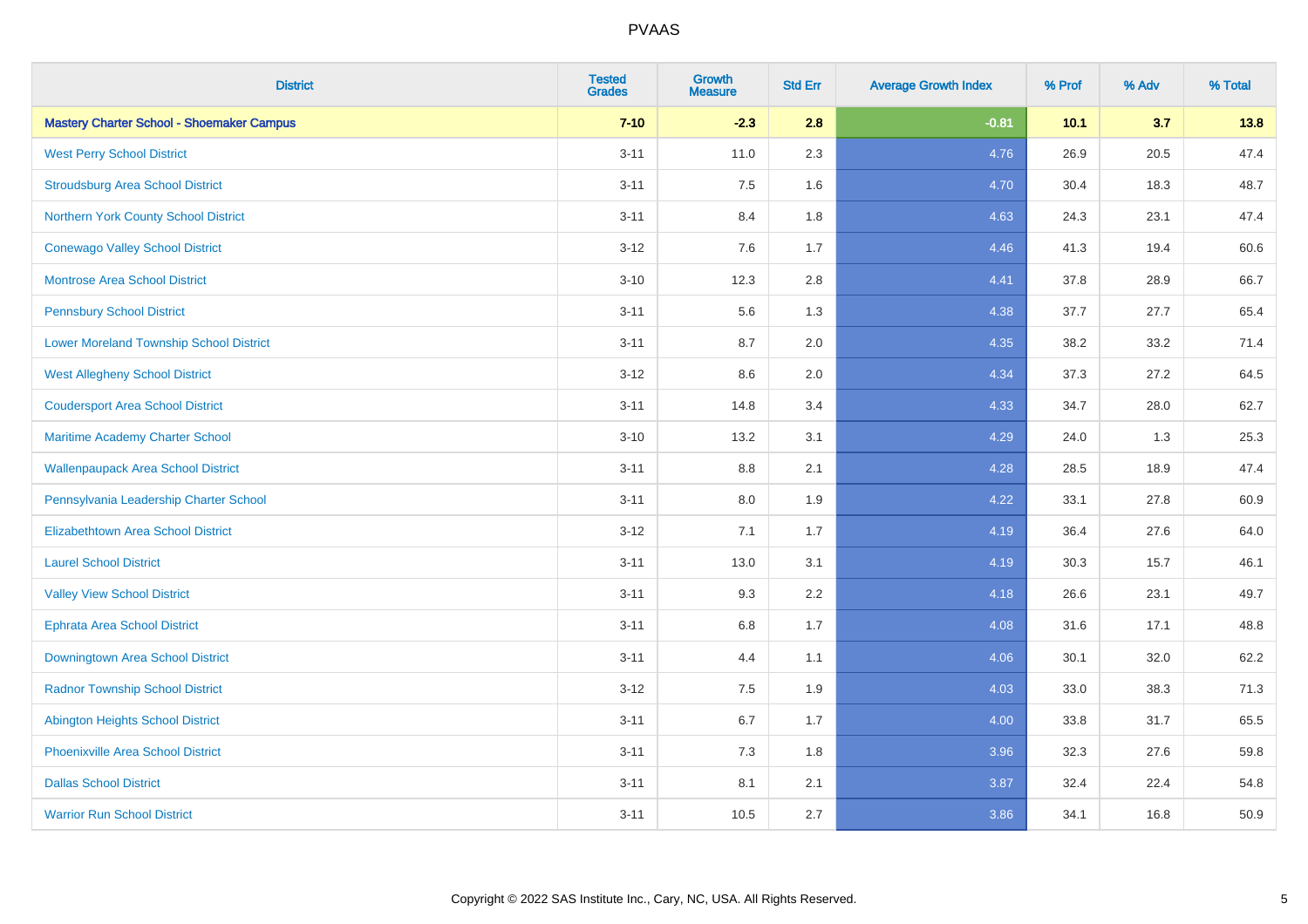| District | Tested Grades | Growth Measure | Std Err | Average Growth Index | % Prof | % Adv | % Total |
|---|---|---|---|---|---|---|---|
| **Mastery Charter School - Shoemaker Campus** | **7-10** | **-2.3** | **2.8** | **-0.81** | **10.1** | **3.7** | **13.8** |
| West Perry School District | 3-11 | 11.0 | 2.3 | 4.76 | 26.9 | 20.5 | 47.4 |
| Stroudsburg Area School District | 3-11 | 7.5 | 1.6 | 4.70 | 30.4 | 18.3 | 48.7 |
| Northern York County School District | 3-11 | 8.4 | 1.8 | 4.63 | 24.3 | 23.1 | 47.4 |
| Conewago Valley School District | 3-12 | 7.6 | 1.7 | 4.46 | 41.3 | 19.4 | 60.6 |
| Montrose Area School District | 3-10 | 12.3 | 2.8 | 4.41 | 37.8 | 28.9 | 66.7 |
| Pennsbury School District | 3-11 | 5.6 | 1.3 | 4.38 | 37.7 | 27.7 | 65.4 |
| Lower Moreland Township School District | 3-11 | 8.7 | 2.0 | 4.35 | 38.2 | 33.2 | 71.4 |
| West Allegheny School District | 3-12 | 8.6 | 2.0 | 4.34 | 37.3 | 27.2 | 64.5 |
| Coudersport Area School District | 3-11 | 14.8 | 3.4 | 4.33 | 34.7 | 28.0 | 62.7 |
| Maritime Academy Charter School | 3-10 | 13.2 | 3.1 | 4.29 | 24.0 | 1.3 | 25.3 |
| Wallenpaupack Area School District | 3-11 | 8.8 | 2.1 | 4.28 | 28.5 | 18.9 | 47.4 |
| Pennsylvania Leadership Charter School | 3-11 | 8.0 | 1.9 | 4.22 | 33.1 | 27.8 | 60.9 |
| Elizabethtown Area School District | 3-12 | 7.1 | 1.7 | 4.19 | 36.4 | 27.6 | 64.0 |
| Laurel School District | 3-11 | 13.0 | 3.1 | 4.19 | 30.3 | 15.7 | 46.1 |
| Valley View School District | 3-11 | 9.3 | 2.2 | 4.18 | 26.6 | 23.1 | 49.7 |
| Ephrata Area School District | 3-11 | 6.8 | 1.7 | 4.08 | 31.6 | 17.1 | 48.8 |
| Downingtown Area School District | 3-11 | 4.4 | 1.1 | 4.06 | 30.1 | 32.0 | 62.2 |
| Radnor Township School District | 3-12 | 7.5 | 1.9 | 4.03 | 33.0 | 38.3 | 71.3 |
| Abington Heights School District | 3-11 | 6.7 | 1.7 | 4.00 | 33.8 | 31.7 | 65.5 |
| Phoenixville Area School District | 3-11 | 7.3 | 1.8 | 3.96 | 32.3 | 27.6 | 59.8 |
| Dallas School District | 3-11 | 8.1 | 2.1 | 3.87 | 32.4 | 22.4 | 54.8 |
| Warrior Run School District | 3-11 | 10.5 | 2.7 | 3.86 | 34.1 | 16.8 | 50.9 |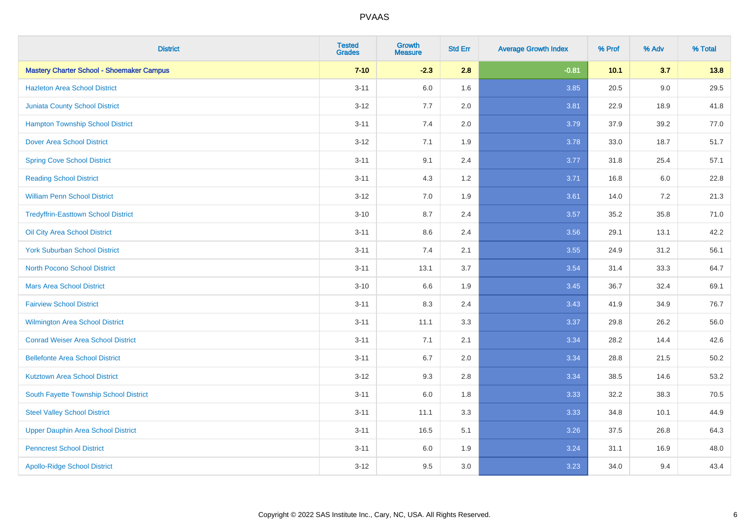| District | Tested Grades | Growth Measure | Std Err | Average Growth Index | % Prof | % Adv | % Total |
|---|---|---|---|---|---|---|---|
| **Mastery Charter School - Shoemaker Campus** | **7-10** | **-2.3** | **2.8** | **-0.81** | **10.1** | **3.7** | **13.8** |
| Hazleton Area School District | 3-11 | 6.0 | 1.6 | 3.85 | 20.5 | 9.0 | 29.5 |
| Juniata County School District | 3-12 | 7.7 | 2.0 | 3.81 | 22.9 | 18.9 | 41.8 |
| Hampton Township School District | 3-11 | 7.4 | 2.0 | 3.79 | 37.9 | 39.2 | 77.0 |
| Dover Area School District | 3-12 | 7.1 | 1.9 | 3.78 | 33.0 | 18.7 | 51.7 |
| Spring Cove School District | 3-11 | 9.1 | 2.4 | 3.77 | 31.8 | 25.4 | 57.1 |
| Reading School District | 3-11 | 4.3 | 1.2 | 3.71 | 16.8 | 6.0 | 22.8 |
| William Penn School District | 3-12 | 7.0 | 1.9 | 3.61 | 14.0 | 7.2 | 21.3 |
| Tredyffrin-Easttown School District | 3-10 | 8.7 | 2.4 | 3.57 | 35.2 | 35.8 | 71.0 |
| Oil City Area School District | 3-11 | 8.6 | 2.4 | 3.56 | 29.1 | 13.1 | 42.2 |
| York Suburban School District | 3-11 | 7.4 | 2.1 | 3.55 | 24.9 | 31.2 | 56.1 |
| North Pocono School District | 3-11 | 13.1 | 3.7 | 3.54 | 31.4 | 33.3 | 64.7 |
| Mars Area School District | 3-10 | 6.6 | 1.9 | 3.45 | 36.7 | 32.4 | 69.1 |
| Fairview School District | 3-11 | 8.3 | 2.4 | 3.43 | 41.9 | 34.9 | 76.7 |
| Wilmington Area School District | 3-11 | 11.1 | 3.3 | 3.37 | 29.8 | 26.2 | 56.0 |
| Conrad Weiser Area School District | 3-11 | 7.1 | 2.1 | 3.34 | 28.2 | 14.4 | 42.6 |
| Bellefonte Area School District | 3-11 | 6.7 | 2.0 | 3.34 | 28.8 | 21.5 | 50.2 |
| Kutztown Area School District | 3-12 | 9.3 | 2.8 | 3.34 | 38.5 | 14.6 | 53.2 |
| South Fayette Township School District | 3-11 | 6.0 | 1.8 | 3.33 | 32.2 | 38.3 | 70.5 |
| Steel Valley School District | 3-11 | 11.1 | 3.3 | 3.33 | 34.8 | 10.1 | 44.9 |
| Upper Dauphin Area School District | 3-11 | 16.5 | 5.1 | 3.26 | 37.5 | 26.8 | 64.3 |
| Penncrest School District | 3-11 | 6.0 | 1.9 | 3.24 | 31.1 | 16.9 | 48.0 |
| Apollo-Ridge School District | 3-12 | 9.5 | 3.0 | 3.23 | 34.0 | 9.4 | 43.4 |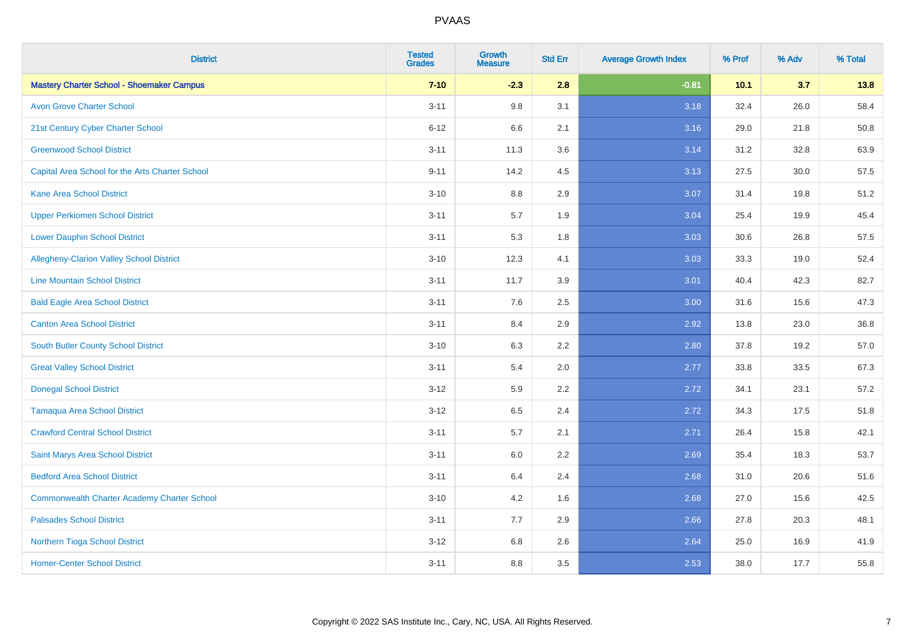| District | Tested Grades | Growth Measure | Std Err | Average Growth Index | % Prof | % Adv | % Total |
|---|---|---|---|---|---|---|---|
| **Mastery Charter School - Shoemaker Campus** | **7-10** | **-2.3** | **2.8** | **-0.81** | **10.1** | **3.7** | **13.8** |
| Avon Grove Charter School | 3-11 | 9.8 | 3.1 | 3.18 | 32.4 | 26.0 | 58.4 |
| 21st Century Cyber Charter School | 6-12 | 6.6 | 2.1 | 3.16 | 29.0 | 21.8 | 50.8 |
| Greenwood School District | 3-11 | 11.3 | 3.6 | 3.14 | 31.2 | 32.8 | 63.9 |
| Capital Area School for the Arts Charter School | 9-11 | 14.2 | 4.5 | 3.13 | 27.5 | 30.0 | 57.5 |
| Kane Area School District | 3-10 | 8.8 | 2.9 | 3.07 | 31.4 | 19.8 | 51.2 |
| Upper Perkiomen School District | 3-11 | 5.7 | 1.9 | 3.04 | 25.4 | 19.9 | 45.4 |
| Lower Dauphin School District | 3-11 | 5.3 | 1.8 | 3.03 | 30.6 | 26.8 | 57.5 |
| Allegheny-Clarion Valley School District | 3-10 | 12.3 | 4.1 | 3.03 | 33.3 | 19.0 | 52.4 |
| Line Mountain School District | 3-11 | 11.7 | 3.9 | 3.01 | 40.4 | 42.3 | 82.7 |
| Bald Eagle Area School District | 3-11 | 7.6 | 2.5 | 3.00 | 31.6 | 15.6 | 47.3 |
| Canton Area School District | 3-11 | 8.4 | 2.9 | 2.92 | 13.8 | 23.0 | 36.8 |
| South Butler County School District | 3-10 | 6.3 | 2.2 | 2.80 | 37.8 | 19.2 | 57.0 |
| Great Valley School District | 3-11 | 5.4 | 2.0 | 2.77 | 33.8 | 33.5 | 67.3 |
| Donegal School District | 3-12 | 5.9 | 2.2 | 2.72 | 34.1 | 23.1 | 57.2 |
| Tamaqua Area School District | 3-12 | 6.5 | 2.4 | 2.72 | 34.3 | 17.5 | 51.8 |
| Crawford Central School District | 3-11 | 5.7 | 2.1 | 2.71 | 26.4 | 15.8 | 42.1 |
| Saint Marys Area School District | 3-11 | 6.0 | 2.2 | 2.69 | 35.4 | 18.3 | 53.7 |
| Bedford Area School District | 3-11 | 6.4 | 2.4 | 2.68 | 31.0 | 20.6 | 51.6 |
| Commonwealth Charter Academy Charter School | 3-10 | 4.2 | 1.6 | 2.68 | 27.0 | 15.6 | 42.5 |
| Palisades School District | 3-11 | 7.7 | 2.9 | 2.66 | 27.8 | 20.3 | 48.1 |
| Northern Tioga School District | 3-12 | 6.8 | 2.6 | 2.64 | 25.0 | 16.9 | 41.9 |
| Homer-Center School District | 3-11 | 8.8 | 3.5 | 2.53 | 38.0 | 17.7 | 55.8 |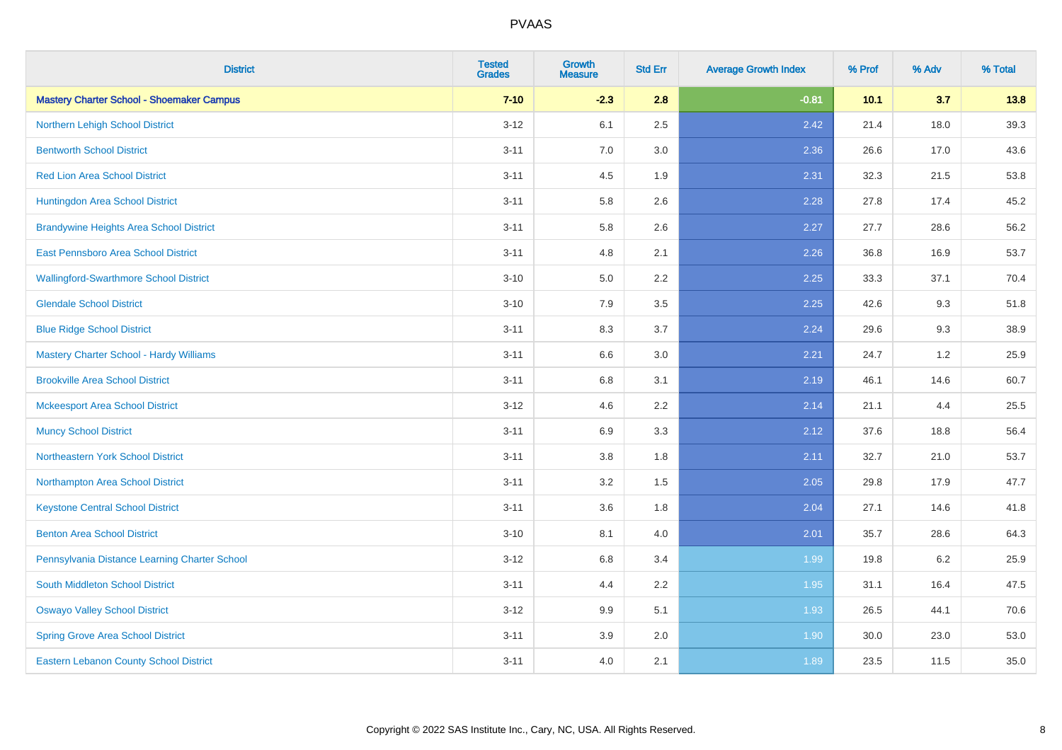# PVAAS

| District | Tested Grades | Growth Measure | Std Err | Average Growth Index | % Prof | % Adv | % Total |
|---|---|---|---|---|---|---|---|
| **Mastery Charter School - Shoemaker Campus** | **7-10** | **-2.3** | **2.8** | **-0.81** | **10.1** | **3.7** | **13.8** |
| Northern Lehigh School District | 3-12 | 6.1 | 2.5 | 2.42 | 21.4 | 18.0 | 39.3 |
| Bentworth School District | 3-11 | 7.0 | 3.0 | 2.36 | 26.6 | 17.0 | 43.6 |
| Red Lion Area School District | 3-11 | 4.5 | 1.9 | 2.31 | 32.3 | 21.5 | 53.8 |
| Huntingdon Area School District | 3-11 | 5.8 | 2.6 | 2.28 | 27.8 | 17.4 | 45.2 |
| Brandywine Heights Area School District | 3-11 | 5.8 | 2.6 | 2.27 | 27.7 | 28.6 | 56.2 |
| East Pennsboro Area School District | 3-11 | 4.8 | 2.1 | 2.26 | 36.8 | 16.9 | 53.7 |
| Wallingford-Swarthmore School District | 3-10 | 5.0 | 2.2 | 2.25 | 33.3 | 37.1 | 70.4 |
| Glendale School District | 3-10 | 7.9 | 3.5 | 2.25 | 42.6 | 9.3 | 51.8 |
| Blue Ridge School District | 3-11 | 8.3 | 3.7 | 2.24 | 29.6 | 9.3 | 38.9 |
| Mastery Charter School - Hardy Williams | 3-11 | 6.6 | 3.0 | 2.21 | 24.7 | 1.2 | 25.9 |
| Brookville Area School District | 3-11 | 6.8 | 3.1 | 2.19 | 46.1 | 14.6 | 60.7 |
| Mckeesport Area School District | 3-12 | 4.6 | 2.2 | 2.14 | 21.1 | 4.4 | 25.5 |
| Muncy School District | 3-11 | 6.9 | 3.3 | 2.12 | 37.6 | 18.8 | 56.4 |
| Northeastern York School District | 3-11 | 3.8 | 1.8 | 2.11 | 32.7 | 21.0 | 53.7 |
| Northampton Area School District | 3-11 | 3.2 | 1.5 | 2.05 | 29.8 | 17.9 | 47.7 |
| Keystone Central School District | 3-11 | 3.6 | 1.8 | 2.04 | 27.1 | 14.6 | 41.8 |
| Benton Area School District | 3-10 | 8.1 | 4.0 | 2.01 | 35.7 | 28.6 | 64.3 |
| Pennsylvania Distance Learning Charter School | 3-12 | 6.8 | 3.4 | 1.99 | 19.8 | 6.2 | 25.9 |
| South Middleton School District | 3-11 | 4.4 | 2.2 | 1.95 | 31.1 | 16.4 | 47.5 |
| Oswayo Valley School District | 3-12 | 9.9 | 5.1 | 1.93 | 26.5 | 44.1 | 70.6 |
| Spring Grove Area School District | 3-11 | 3.9 | 2.0 | 1.90 | 30.0 | 23.0 | 53.0 |
| Eastern Lebanon County School District | 3-11 | 4.0 | 2.1 | 1.89 | 23.5 | 11.5 | 35.0 |

Copyright © 2022 SAS Institute Inc., Cary, NC, USA. All Rights Reserved.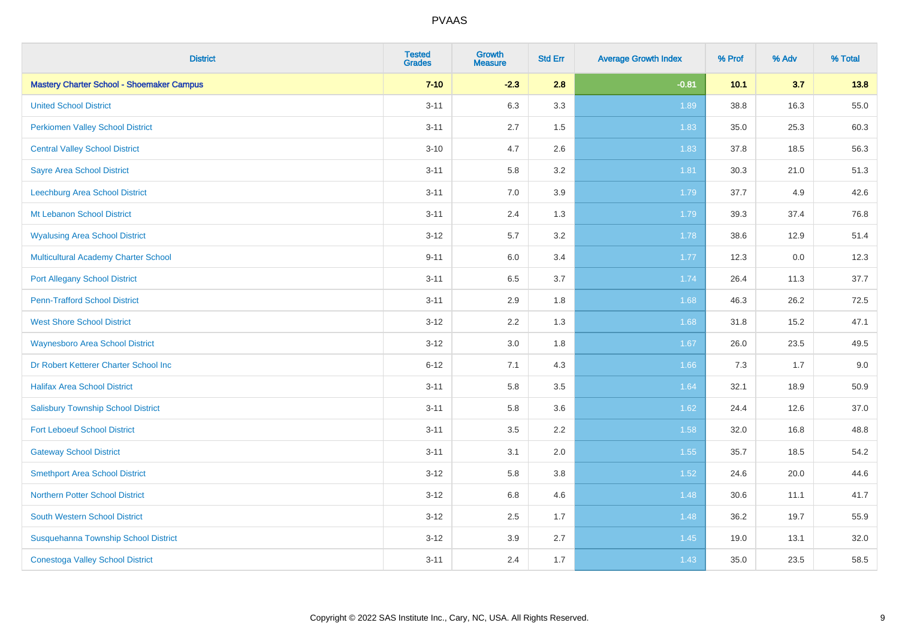| District | Tested Grades | Growth Measure | Std Err | Average Growth Index | % Prof | % Adv | % Total |
|---|---|---|---|---|---|---|---|
| **Mastery Charter School - Shoemaker Campus** | **7-10** | **-2.3** | **2.8** | **-0.81** | **10.1** | **3.7** | **13.8** |
| United School District | 3-11 | 6.3 | 3.3 | 1.89 | 38.8 | 16.3 | 55.0 |
| Perkiomen Valley School District | 3-11 | 2.7 | 1.5 | 1.83 | 35.0 | 25.3 | 60.3 |
| Central Valley School District | 3-10 | 4.7 | 2.6 | 1.83 | 37.8 | 18.5 | 56.3 |
| Sayre Area School District | 3-11 | 5.8 | 3.2 | 1.81 | 30.3 | 21.0 | 51.3 |
| Leechburg Area School District | 3-11 | 7.0 | 3.9 | 1.79 | 37.7 | 4.9 | 42.6 |
| Mt Lebanon School District | 3-11 | 2.4 | 1.3 | 1.79 | 39.3 | 37.4 | 76.8 |
| Wyalusing Area School District | 3-12 | 5.7 | 3.2 | 1.78 | 38.6 | 12.9 | 51.4 |
| Multicultural Academy Charter School | 9-11 | 6.0 | 3.4 | 1.77 | 12.3 | 0.0 | 12.3 |
| Port Allegany School District | 3-11 | 6.5 | 3.7 | 1.74 | 26.4 | 11.3 | 37.7 |
| Penn-Trafford School District | 3-11 | 2.9 | 1.8 | 1.68 | 46.3 | 26.2 | 72.5 |
| West Shore School District | 3-12 | 2.2 | 1.3 | 1.68 | 31.8 | 15.2 | 47.1 |
| Waynesboro Area School District | 3-12 | 3.0 | 1.8 | 1.67 | 26.0 | 23.5 | 49.5 |
| Dr Robert Ketterer Charter School Inc | 6-12 | 7.1 | 4.3 | 1.66 | 7.3 | 1.7 | 9.0 |
| Halifax Area School District | 3-11 | 5.8 | 3.5 | 1.64 | 32.1 | 18.9 | 50.9 |
| Salisbury Township School District | 3-11 | 5.8 | 3.6 | 1.62 | 24.4 | 12.6 | 37.0 |
| Fort Leboeuf School District | 3-11 | 3.5 | 2.2 | 1.58 | 32.0 | 16.8 | 48.8 |
| Gateway School District | 3-11 | 3.1 | 2.0 | 1.55 | 35.7 | 18.5 | 54.2 |
| Smethport Area School District | 3-12 | 5.8 | 3.8 | 1.52 | 24.6 | 20.0 | 44.6 |
| Northern Potter School District | 3-12 | 6.8 | 4.6 | 1.48 | 30.6 | 11.1 | 41.7 |
| South Western School District | 3-12 | 2.5 | 1.7 | 1.48 | 36.2 | 19.7 | 55.9 |
| Susquehanna Township School District | 3-12 | 3.9 | 2.7 | 1.45 | 19.0 | 13.1 | 32.0 |
| Conestoga Valley School District | 3-11 | 2.4 | 1.7 | 1.43 | 35.0 | 23.5 | 58.5 |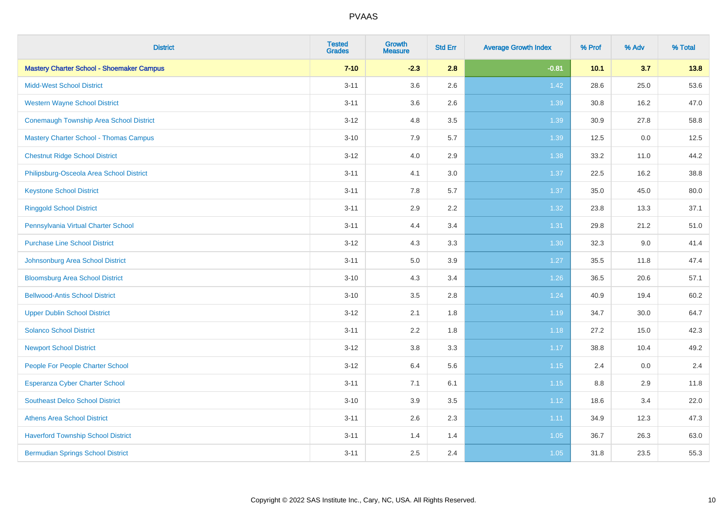# PVAAS

| District | Tested Grades | Growth Measure | Std Err | Average Growth Index | % Prof | % Adv | % Total |
|---|---|---|---|---|---|---|---|
| **Mastery Charter School - Shoemaker Campus** | **7-10** | **-2.3** | **2.8** | **-0.81** | **10.1** | **3.7** | **13.8** |
| Midd-West School District | 3-11 | 3.6 | 2.6 | 1.42 | 28.6 | 25.0 | 53.6 |
| Western Wayne School District | 3-11 | 3.6 | 2.6 | 1.39 | 30.8 | 16.2 | 47.0 |
| Conemaugh Township Area School District | 3-12 | 4.8 | 3.5 | 1.39 | 30.9 | 27.8 | 58.8 |
| Mastery Charter School - Thomas Campus | 3-10 | 7.9 | 5.7 | 1.39 | 12.5 | 0.0 | 12.5 |
| Chestnut Ridge School District | 3-12 | 4.0 | 2.9 | 1.38 | 33.2 | 11.0 | 44.2 |
| Philipsburg-Osceola Area School District | 3-11 | 4.1 | 3.0 | 1.37 | 22.5 | 16.2 | 38.8 |
| Keystone School District | 3-11 | 7.8 | 5.7 | 1.37 | 35.0 | 45.0 | 80.0 |
| Ringgold School District | 3-11 | 2.9 | 2.2 | 1.32 | 23.8 | 13.3 | 37.1 |
| Pennsylvania Virtual Charter School | 3-11 | 4.4 | 3.4 | 1.31 | 29.8 | 21.2 | 51.0 |
| Purchase Line School District | 3-12 | 4.3 | 3.3 | 1.30 | 32.3 | 9.0 | 41.4 |
| Johnsonburg Area School District | 3-11 | 5.0 | 3.9 | 1.27 | 35.5 | 11.8 | 47.4 |
| Bloomsburg Area School District | 3-10 | 4.3 | 3.4 | 1.26 | 36.5 | 20.6 | 57.1 |
| Bellwood-Antis School District | 3-10 | 3.5 | 2.8 | 1.24 | 40.9 | 19.4 | 60.2 |
| Upper Dublin School District | 3-12 | 2.1 | 1.8 | 1.19 | 34.7 | 30.0 | 64.7 |
| Solanco School District | 3-11 | 2.2 | 1.8 | 1.18 | 27.2 | 15.0 | 42.3 |
| Newport School District | 3-12 | 3.8 | 3.3 | 1.17 | 38.8 | 10.4 | 49.2 |
| People For People Charter School | 3-12 | 6.4 | 5.6 | 1.15 | 2.4 | 0.0 | 2.4 |
| Esperanza Cyber Charter School | 3-11 | 7.1 | 6.1 | 1.15 | 8.8 | 2.9 | 11.8 |
| Southeast Delco School District | 3-10 | 3.9 | 3.5 | 1.12 | 18.6 | 3.4 | 22.0 |
| Athens Area School District | 3-11 | 2.6 | 2.3 | 1.11 | 34.9 | 12.3 | 47.3 |
| Haverford Township School District | 3-11 | 1.4 | 1.4 | 1.05 | 36.7 | 26.3 | 63.0 |
| Bermudian Springs School District | 3-11 | 2.5 | 2.4 | 1.05 | 31.8 | 23.5 | 55.3 |

Copyright © 2022 SAS Institute Inc., Cary, NC, USA. All Rights Reserved.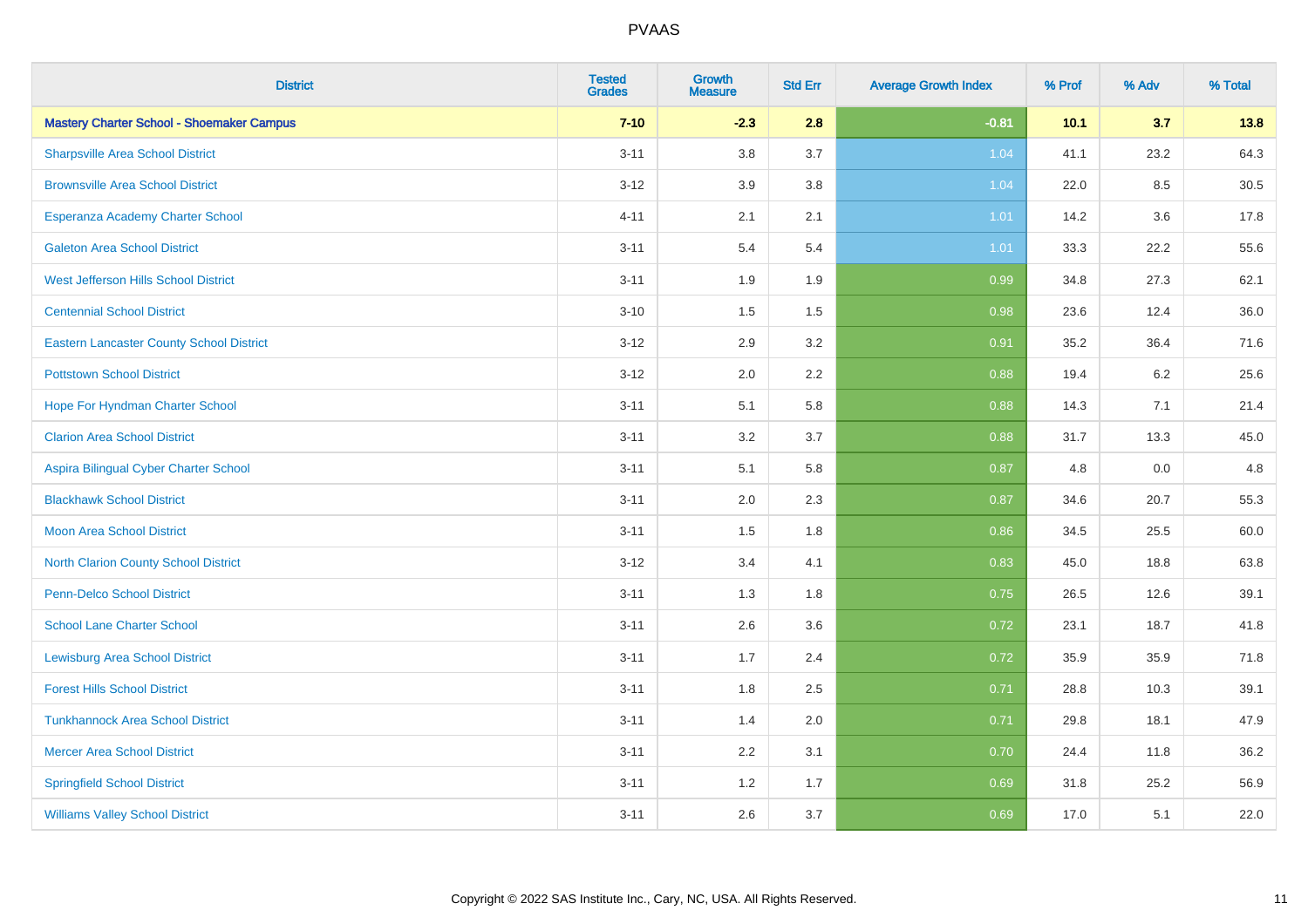# PVAAS

| District | Tested Grades | Growth Measure | Std Err | Average Growth Index | % Prof | % Adv | % Total |
|---|---|---|---|---|---|---|---|
| **Mastery Charter School - Shoemaker Campus** | **7-10** | **-2.3** | **2.8** | **-0.81** | **10.1** | **3.7** | **13.8** |
| Sharpsville Area School District | 3-11 | 3.8 | 3.7 | 1.04 | 41.1 | 23.2 | 64.3 |
| Brownsville Area School District | 3-12 | 3.9 | 3.8 | 1.04 | 22.0 | 8.5 | 30.5 |
| Esperanza Academy Charter School | 4-11 | 2.1 | 2.1 | 1.01 | 14.2 | 3.6 | 17.8 |
| Galeton Area School District | 3-11 | 5.4 | 5.4 | 1.01 | 33.3 | 22.2 | 55.6 |
| West Jefferson Hills School District | 3-11 | 1.9 | 1.9 | 0.99 | 34.8 | 27.3 | 62.1 |
| Centennial School District | 3-10 | 1.5 | 1.5 | 0.98 | 23.6 | 12.4 | 36.0 |
| Eastern Lancaster County School District | 3-12 | 2.9 | 3.2 | 0.91 | 35.2 | 36.4 | 71.6 |
| Pottstown School District | 3-12 | 2.0 | 2.2 | 0.88 | 19.4 | 6.2 | 25.6 |
| Hope For Hyndman Charter School | 3-11 | 5.1 | 5.8 | 0.88 | 14.3 | 7.1 | 21.4 |
| Clarion Area School District | 3-11 | 3.2 | 3.7 | 0.88 | 31.7 | 13.3 | 45.0 |
| Aspira Bilingual Cyber Charter School | 3-11 | 5.1 | 5.8 | 0.87 | 4.8 | 0.0 | 4.8 |
| Blackhawk School District | 3-11 | 2.0 | 2.3 | 0.87 | 34.6 | 20.7 | 55.3 |
| Moon Area School District | 3-11 | 1.5 | 1.8 | 0.86 | 34.5 | 25.5 | 60.0 |
| North Clarion County School District | 3-12 | 3.4 | 4.1 | 0.83 | 45.0 | 18.8 | 63.8 |
| Penn-Delco School District | 3-11 | 1.3 | 1.8 | 0.75 | 26.5 | 12.6 | 39.1 |
| School Lane Charter School | 3-11 | 2.6 | 3.6 | 0.72 | 23.1 | 18.7 | 41.8 |
| Lewisburg Area School District | 3-11 | 1.7 | 2.4 | 0.72 | 35.9 | 35.9 | 71.8 |
| Forest Hills School District | 3-11 | 1.8 | 2.5 | 0.71 | 28.8 | 10.3 | 39.1 |
| Tunkhannock Area School District | 3-11 | 1.4 | 2.0 | 0.71 | 29.8 | 18.1 | 47.9 |
| Mercer Area School District | 3-11 | 2.2 | 3.1 | 0.70 | 24.4 | 11.8 | 36.2 |
| Springfield School District | 3-11 | 1.2 | 1.7 | 0.69 | 31.8 | 25.2 | 56.9 |
| Williams Valley School District | 3-11 | 2.6 | 3.7 | 0.69 | 17.0 | 5.1 | 22.0 |

Copyright © 2022 SAS Institute Inc., Cary, NC, USA. All Rights Reserved.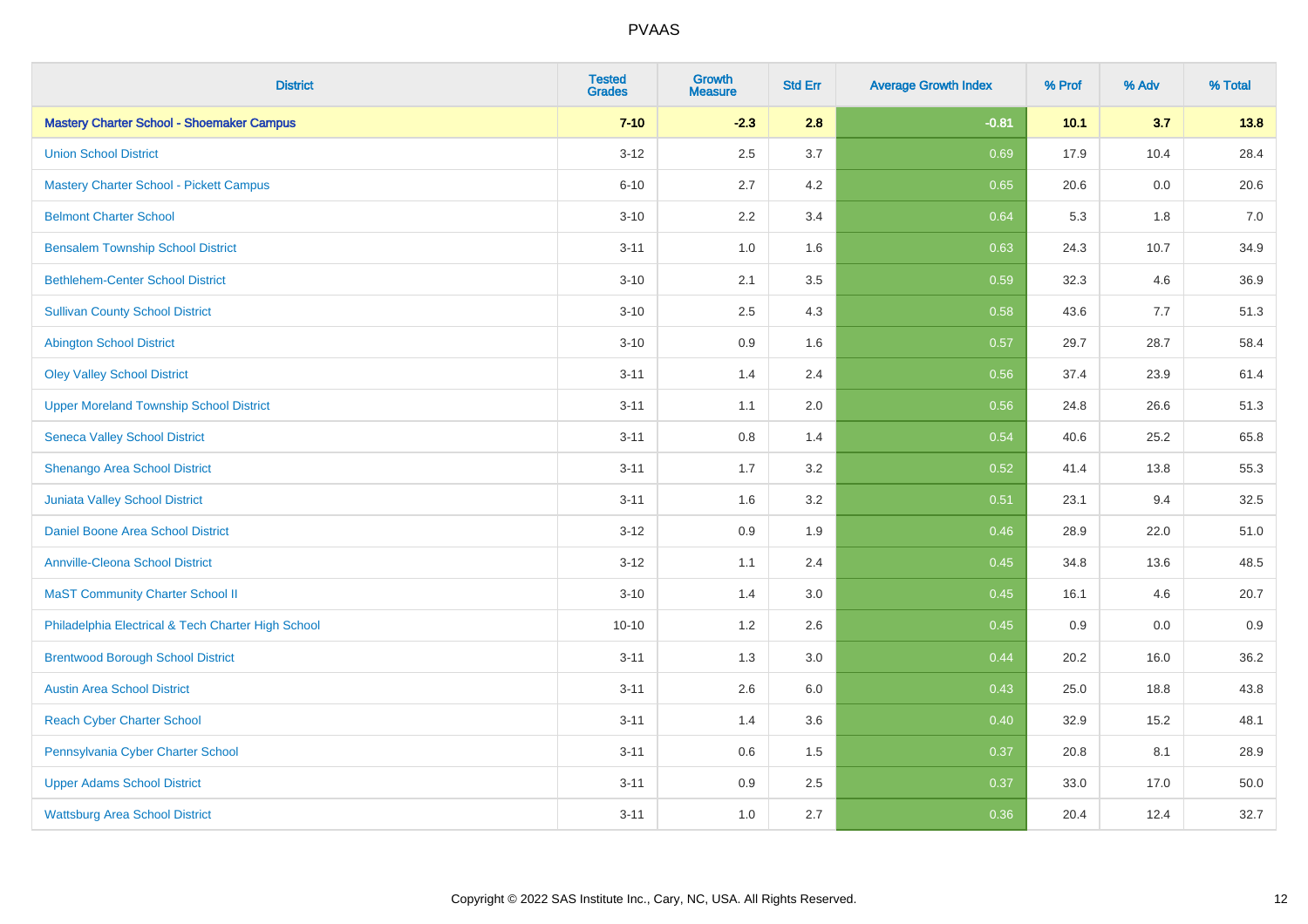# PVAAS

| District | Tested Grades | Growth Measure | Std Err | Average Growth Index | % Prof | % Adv | % Total |
|---|---|---|---|---|---|---|---|
| **Mastery Charter School - Shoemaker Campus** | **7-10** | **-2.3** | **2.8** | **-0.81** | **10.1** | **3.7** | **13.8** |
| Union School District | 3-12 | 2.5 | 3.7 | 0.69 | 17.9 | 10.4 | 28.4 |
| Mastery Charter School - Pickett Campus | 6-10 | 2.7 | 4.2 | 0.65 | 20.6 | 0.0 | 20.6 |
| Belmont Charter School | 3-10 | 2.2 | 3.4 | 0.64 | 5.3 | 1.8 | 7.0 |
| Bensalem Township School District | 3-11 | 1.0 | 1.6 | 0.63 | 24.3 | 10.7 | 34.9 |
| Bethlehem-Center School District | 3-10 | 2.1 | 3.5 | 0.59 | 32.3 | 4.6 | 36.9 |
| Sullivan County School District | 3-10 | 2.5 | 4.3 | 0.58 | 43.6 | 7.7 | 51.3 |
| Abington School District | 3-10 | 0.9 | 1.6 | 0.57 | 29.7 | 28.7 | 58.4 |
| Oley Valley School District | 3-11 | 1.4 | 2.4 | 0.56 | 37.4 | 23.9 | 61.4 |
| Upper Moreland Township School District | 3-11 | 1.1 | 2.0 | 0.56 | 24.8 | 26.6 | 51.3 |
| Seneca Valley School District | 3-11 | 0.8 | 1.4 | 0.54 | 40.6 | 25.2 | 65.8 |
| Shenango Area School District | 3-11 | 1.7 | 3.2 | 0.52 | 41.4 | 13.8 | 55.3 |
| Juniata Valley School District | 3-11 | 1.6 | 3.2 | 0.51 | 23.1 | 9.4 | 32.5 |
| Daniel Boone Area School District | 3-12 | 0.9 | 1.9 | 0.46 | 28.9 | 22.0 | 51.0 |
| Annville-Cleona School District | 3-12 | 1.1 | 2.4 | 0.45 | 34.8 | 13.6 | 48.5 |
| MaST Community Charter School II | 3-10 | 1.4 | 3.0 | 0.45 | 16.1 | 4.6 | 20.7 |
| Philadelphia Electrical & Tech Charter High School | 10-10 | 1.2 | 2.6 | 0.45 | 0.9 | 0.0 | 0.9 |
| Brentwood Borough School District | 3-11 | 1.3 | 3.0 | 0.44 | 20.2 | 16.0 | 36.2 |
| Austin Area School District | 3-11 | 2.6 | 6.0 | 0.43 | 25.0 | 18.8 | 43.8 |
| Reach Cyber Charter School | 3-11 | 1.4 | 3.6 | 0.40 | 32.9 | 15.2 | 48.1 |
| Pennsylvania Cyber Charter School | 3-11 | 0.6 | 1.5 | 0.37 | 20.8 | 8.1 | 28.9 |
| Upper Adams School District | 3-11 | 0.9 | 2.5 | 0.37 | 33.0 | 17.0 | 50.0 |
| Wattsburg Area School District | 3-11 | 1.0 | 2.7 | 0.36 | 20.4 | 12.4 | 32.7 |

Copyright © 2022 SAS Institute Inc., Cary, NC, USA. All Rights Reserved.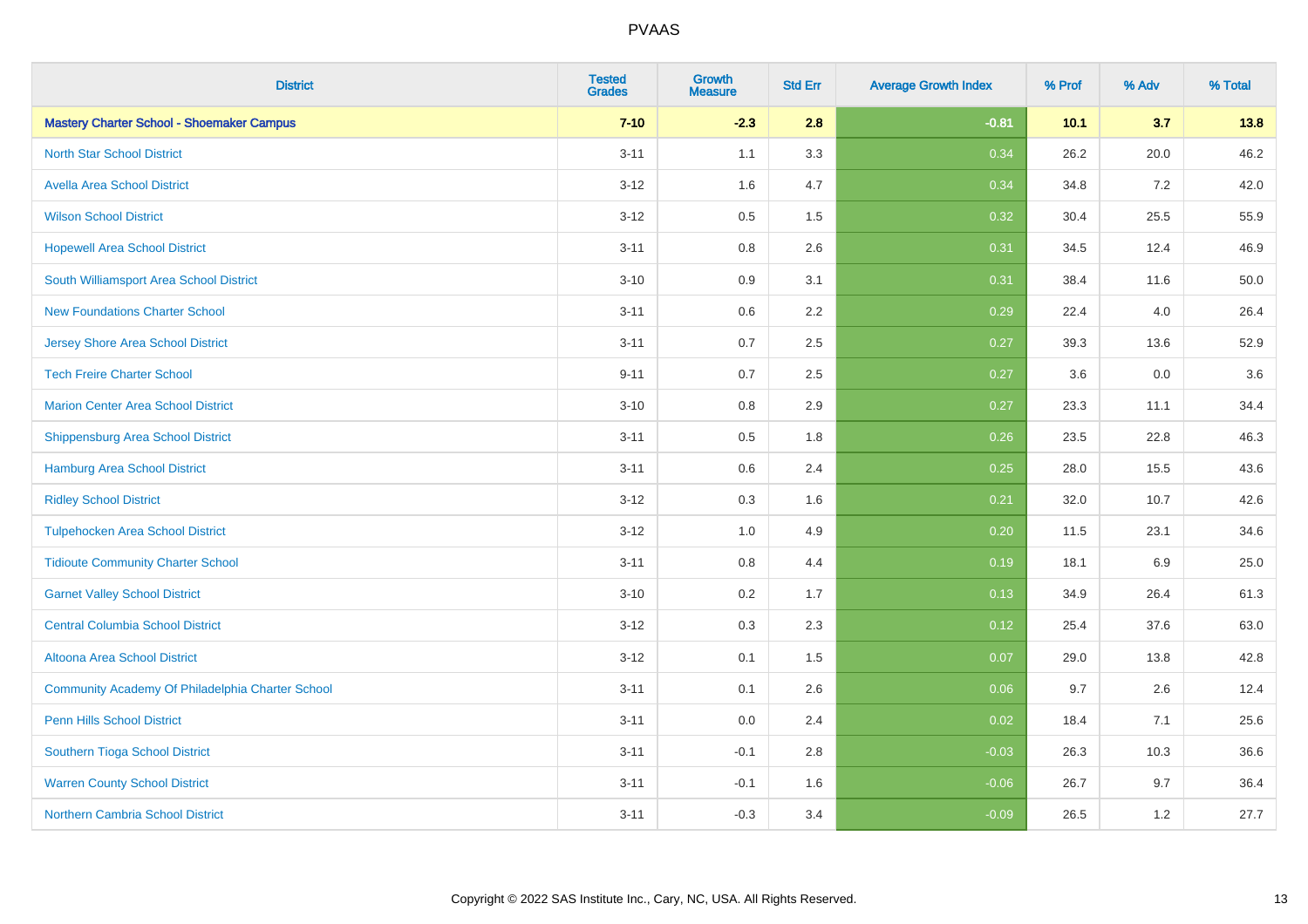| District | Tested Grades | Growth Measure | Std Err | Average Growth Index | % Prof | % Adv | % Total |
|---|---|---|---|---|---|---|---|
| **Mastery Charter School - Shoemaker Campus** | **7-10** | **-2.3** | **2.8** | **-0.81** | **10.1** | **3.7** | **13.8** |
| North Star School District | 3-11 | 1.1 | 3.3 | 0.34 | 26.2 | 20.0 | 46.2 |
| Avella Area School District | 3-12 | 1.6 | 4.7 | 0.34 | 34.8 | 7.2 | 42.0 |
| Wilson School District | 3-12 | 0.5 | 1.5 | 0.32 | 30.4 | 25.5 | 55.9 |
| Hopewell Area School District | 3-11 | 0.8 | 2.6 | 0.31 | 34.5 | 12.4 | 46.9 |
| South Williamsport Area School District | 3-10 | 0.9 | 3.1 | 0.31 | 38.4 | 11.6 | 50.0 |
| New Foundations Charter School | 3-11 | 0.6 | 2.2 | 0.29 | 22.4 | 4.0 | 26.4 |
| Jersey Shore Area School District | 3-11 | 0.7 | 2.5 | 0.27 | 39.3 | 13.6 | 52.9 |
| Tech Freire Charter School | 9-11 | 0.7 | 2.5 | 0.27 | 3.6 | 0.0 | 3.6 |
| Marion Center Area School District | 3-10 | 0.8 | 2.9 | 0.27 | 23.3 | 11.1 | 34.4 |
| Shippensburg Area School District | 3-11 | 0.5 | 1.8 | 0.26 | 23.5 | 22.8 | 46.3 |
| Hamburg Area School District | 3-11 | 0.6 | 2.4 | 0.25 | 28.0 | 15.5 | 43.6 |
| Ridley School District | 3-12 | 0.3 | 1.6 | 0.21 | 32.0 | 10.7 | 42.6 |
| Tulpehocken Area School District | 3-12 | 1.0 | 4.9 | 0.20 | 11.5 | 23.1 | 34.6 |
| Tidioute Community Charter School | 3-11 | 0.8 | 4.4 | 0.19 | 18.1 | 6.9 | 25.0 |
| Garnet Valley School District | 3-10 | 0.2 | 1.7 | 0.13 | 34.9 | 26.4 | 61.3 |
| Central Columbia School District | 3-12 | 0.3 | 2.3 | 0.12 | 25.4 | 37.6 | 63.0 |
| Altoona Area School District | 3-12 | 0.1 | 1.5 | 0.07 | 29.0 | 13.8 | 42.8 |
| Community Academy Of Philadelphia Charter School | 3-11 | 0.1 | 2.6 | 0.06 | 9.7 | 2.6 | 12.4 |
| Penn Hills School District | 3-11 | 0.0 | 2.4 | 0.02 | 18.4 | 7.1 | 25.6 |
| Southern Tioga School District | 3-11 | -0.1 | 2.8 | -0.03 | 26.3 | 10.3 | 36.6 |
| Warren County School District | 3-11 | -0.1 | 1.6 | -0.06 | 26.7 | 9.7 | 36.4 |
| Northern Cambria School District | 3-11 | -0.3 | 3.4 | -0.09 | 26.5 | 1.2 | 27.7 |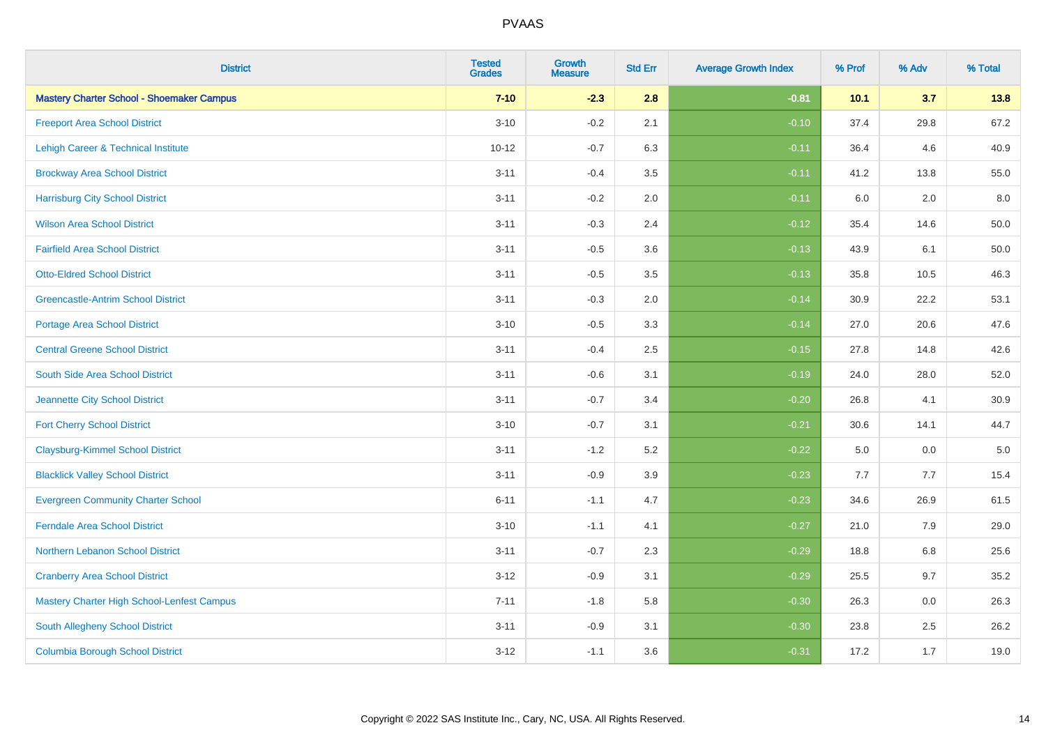# PVAAS

| District | Tested Grades | Growth Measure | Std Err | Average Growth Index | % Prof | % Adv | % Total |
|---|---|---|---|---|---|---|---|
| **Mastery Charter School - Shoemaker Campus** | **7-10** | **-2.3** | **2.8** | **-0.81** | **10.1** | **3.7** | **13.8** |
| Freeport Area School District | 3-10 | -0.2 | 2.1 | -0.10 | 37.4 | 29.8 | 67.2 |
| Lehigh Career & Technical Institute | 10-12 | -0.7 | 6.3 | -0.11 | 36.4 | 4.6 | 40.9 |
| Brockway Area School District | 3-11 | -0.4 | 3.5 | -0.11 | 41.2 | 13.8 | 55.0 |
| Harrisburg City School District | 3-11 | -0.2 | 2.0 | -0.11 | 6.0 | 2.0 | 8.0 |
| Wilson Area School District | 3-11 | -0.3 | 2.4 | -0.12 | 35.4 | 14.6 | 50.0 |
| Fairfield Area School District | 3-11 | -0.5 | 3.6 | -0.13 | 43.9 | 6.1 | 50.0 |
| Otto-Eldred School District | 3-11 | -0.5 | 3.5 | -0.13 | 35.8 | 10.5 | 46.3 |
| Greencastle-Antrim School District | 3-11 | -0.3 | 2.0 | -0.14 | 30.9 | 22.2 | 53.1 |
| Portage Area School District | 3-10 | -0.5 | 3.3 | -0.14 | 27.0 | 20.6 | 47.6 |
| Central Greene School District | 3-11 | -0.4 | 2.5 | -0.15 | 27.8 | 14.8 | 42.6 |
| South Side Area School District | 3-11 | -0.6 | 3.1 | -0.19 | 24.0 | 28.0 | 52.0 |
| Jeannette City School District | 3-11 | -0.7 | 3.4 | -0.20 | 26.8 | 4.1 | 30.9 |
| Fort Cherry School District | 3-10 | -0.7 | 3.1 | -0.21 | 30.6 | 14.1 | 44.7 |
| Claysburg-Kimmel School District | 3-11 | -1.2 | 5.2 | -0.22 | 5.0 | 0.0 | 5.0 |
| Blacklick Valley School District | 3-11 | -0.9 | 3.9 | -0.23 | 7.7 | 7.7 | 15.4 |
| Evergreen Community Charter School | 6-11 | -1.1 | 4.7 | -0.23 | 34.6 | 26.9 | 61.5 |
| Ferndale Area School District | 3-10 | -1.1 | 4.1 | -0.27 | 21.0 | 7.9 | 29.0 |
| Northern Lebanon School District | 3-11 | -0.7 | 2.3 | -0.29 | 18.8 | 6.8 | 25.6 |
| Cranberry Area School District | 3-12 | -0.9 | 3.1 | -0.29 | 25.5 | 9.7 | 35.2 |
| Mastery Charter High School-Lenfest Campus | 7-11 | -1.8 | 5.8 | -0.30 | 26.3 | 0.0 | 26.3 |
| South Allegheny School District | 3-11 | -0.9 | 3.1 | -0.30 | 23.8 | 2.5 | 26.2 |
| Columbia Borough School District | 3-12 | -1.1 | 3.6 | -0.31 | 17.2 | 1.7 | 19.0 |

Copyright © 2022 SAS Institute Inc., Cary, NC, USA. All Rights Reserved.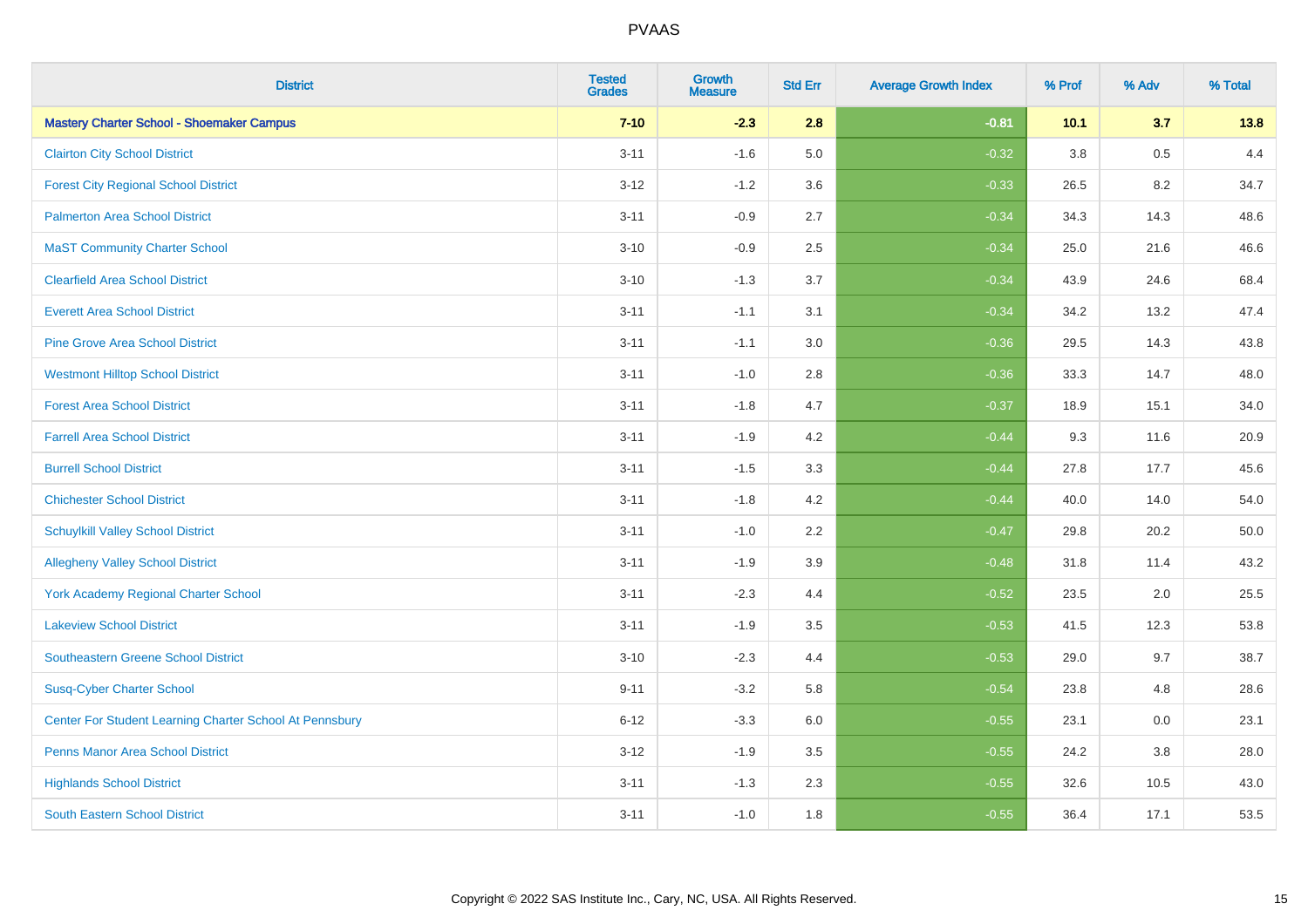# PVAAS

| District | Tested Grades | Growth Measure | Std Err | Average Growth Index | % Prof | % Adv | % Total |
|---|---|---|---|---|---|---|---|
| **Mastery Charter School - Shoemaker Campus** | **7-10** | **-2.3** | **2.8** | **-0.81** | **10.1** | **3.7** | **13.8** |
| Clairton City School District | 3-11 | -1.6 | 5.0 | -0.32 | 3.8 | 0.5 | 4.4 |
| Forest City Regional School District | 3-12 | -1.2 | 3.6 | -0.33 | 26.5 | 8.2 | 34.7 |
| Palmerton Area School District | 3-11 | -0.9 | 2.7 | -0.34 | 34.3 | 14.3 | 48.6 |
| MaST Community Charter School | 3-10 | -0.9 | 2.5 | -0.34 | 25.0 | 21.6 | 46.6 |
| Clearfield Area School District | 3-10 | -1.3 | 3.7 | -0.34 | 43.9 | 24.6 | 68.4 |
| Everett Area School District | 3-11 | -1.1 | 3.1 | -0.34 | 34.2 | 13.2 | 47.4 |
| Pine Grove Area School District | 3-11 | -1.1 | 3.0 | -0.36 | 29.5 | 14.3 | 43.8 |
| Westmont Hilltop School District | 3-11 | -1.0 | 2.8 | -0.36 | 33.3 | 14.7 | 48.0 |
| Forest Area School District | 3-11 | -1.8 | 4.7 | -0.37 | 18.9 | 15.1 | 34.0 |
| Farrell Area School District | 3-11 | -1.9 | 4.2 | -0.44 | 9.3 | 11.6 | 20.9 |
| Burrell School District | 3-11 | -1.5 | 3.3 | -0.44 | 27.8 | 17.7 | 45.6 |
| Chichester School District | 3-11 | -1.8 | 4.2 | -0.44 | 40.0 | 14.0 | 54.0 |
| Schuylkill Valley School District | 3-11 | -1.0 | 2.2 | -0.47 | 29.8 | 20.2 | 50.0 |
| Allegheny Valley School District | 3-11 | -1.9 | 3.9 | -0.48 | 31.8 | 11.4 | 43.2 |
| York Academy Regional Charter School | 3-11 | -2.3 | 4.4 | -0.52 | 23.5 | 2.0 | 25.5 |
| Lakeview School District | 3-11 | -1.9 | 3.5 | -0.53 | 41.5 | 12.3 | 53.8 |
| Southeastern Greene School District | 3-10 | -2.3 | 4.4 | -0.53 | 29.0 | 9.7 | 38.7 |
| Susq-Cyber Charter School | 9-11 | -3.2 | 5.8 | -0.54 | 23.8 | 4.8 | 28.6 |
| Center For Student Learning Charter School At Pennsbury | 6-12 | -3.3 | 6.0 | -0.55 | 23.1 | 0.0 | 23.1 |
| Penns Manor Area School District | 3-12 | -1.9 | 3.5 | -0.55 | 24.2 | 3.8 | 28.0 |
| Highlands School District | 3-11 | -1.3 | 2.3 | -0.55 | 32.6 | 10.5 | 43.0 |
| South Eastern School District | 3-11 | -1.0 | 1.8 | -0.55 | 36.4 | 17.1 | 53.5 |

Copyright © 2022 SAS Institute Inc., Cary, NC, USA. All Rights Reserved.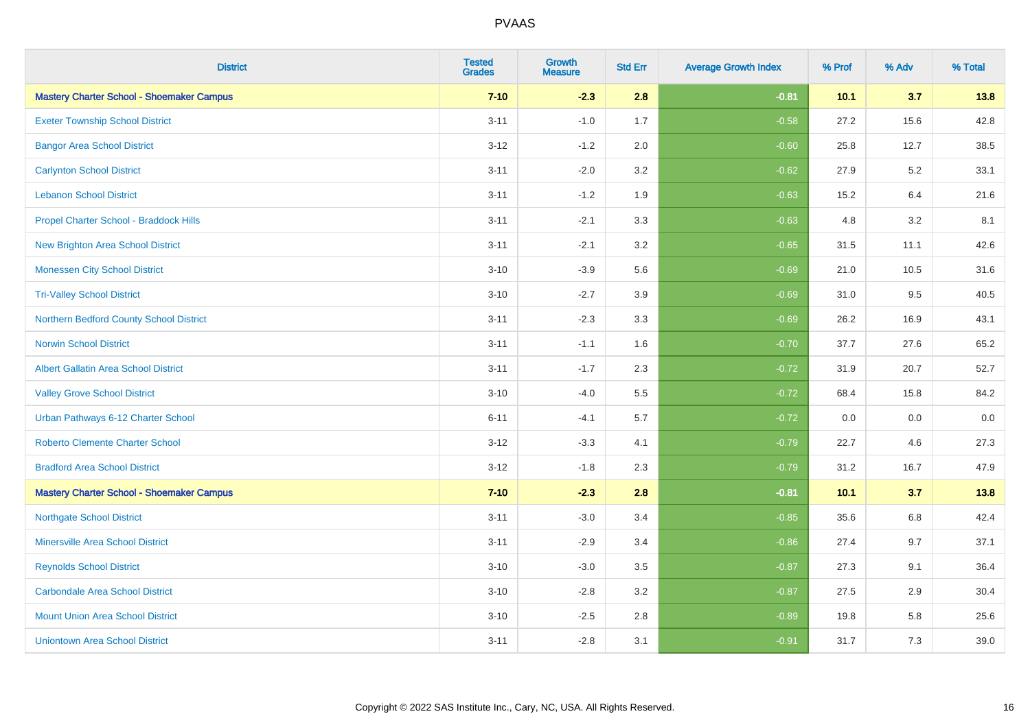| District | Tested Grades | Growth Measure | Std Err | Average Growth Index | % Prof | % Adv | % Total |
|---|---|---|---|---|---|---|---|
| **Mastery Charter School - Shoemaker Campus** | **7-10** | **-2.3** | **2.8** | **-0.81** | **10.1** | **3.7** | **13.8** |
| Exeter Township School District | 3-11 | -1.0 | 1.7 | -0.58 | 27.2 | 15.6 | 42.8 |
| Bangor Area School District | 3-12 | -1.2 | 2.0 | -0.60 | 25.8 | 12.7 | 38.5 |
| Carlynton School District | 3-11 | -2.0 | 3.2 | -0.62 | 27.9 | 5.2 | 33.1 |
| Lebanon School District | 3-11 | -1.2 | 1.9 | -0.63 | 15.2 | 6.4 | 21.6 |
| Propel Charter School - Braddock Hills | 3-11 | -2.1 | 3.3 | -0.63 | 4.8 | 3.2 | 8.1 |
| New Brighton Area School District | 3-11 | -2.1 | 3.2 | -0.65 | 31.5 | 11.1 | 42.6 |
| Monessen City School District | 3-10 | -3.9 | 5.6 | -0.69 | 21.0 | 10.5 | 31.6 |
| Tri-Valley School District | 3-10 | -2.7 | 3.9 | -0.69 | 31.0 | 9.5 | 40.5 |
| Northern Bedford County School District | 3-11 | -2.3 | 3.3 | -0.69 | 26.2 | 16.9 | 43.1 |
| Norwin School District | 3-11 | -1.1 | 1.6 | -0.70 | 37.7 | 27.6 | 65.2 |
| Albert Gallatin Area School District | 3-11 | -1.7 | 2.3 | -0.72 | 31.9 | 20.7 | 52.7 |
| Valley Grove School District | 3-10 | -4.0 | 5.5 | -0.72 | 68.4 | 15.8 | 84.2 |
| Urban Pathways 6-12 Charter School | 6-11 | -4.1 | 5.7 | -0.72 | 0.0 | 0.0 | 0.0 |
| Roberto Clemente Charter School | 3-12 | -3.3 | 4.1 | -0.79 | 22.7 | 4.6 | 27.3 |
| Bradford Area School District | 3-12 | -1.8 | 2.3 | -0.79 | 31.2 | 16.7 | 47.9 |
| **Mastery Charter School - Shoemaker Campus** | **7-10** | **-2.3** | **2.8** | **-0.81** | **10.1** | **3.7** | **13.8** |
| Northgate School District | 3-11 | -3.0 | 3.4 | -0.85 | 35.6 | 6.8 | 42.4 |
| Minersville Area School District | 3-11 | -2.9 | 3.4 | -0.86 | 27.4 | 9.7 | 37.1 |
| Reynolds School District | 3-10 | -3.0 | 3.5 | -0.87 | 27.3 | 9.1 | 36.4 |
| Carbondale Area School District | 3-10 | -2.8 | 3.2 | -0.87 | 27.5 | 2.9 | 30.4 |
| Mount Union Area School District | 3-10 | -2.5 | 2.8 | -0.89 | 19.8 | 5.8 | 25.6 |
| Uniontown Area School District | 3-11 | -2.8 | 3.1 | -0.91 | 31.7 | 7.3 | 39.0 |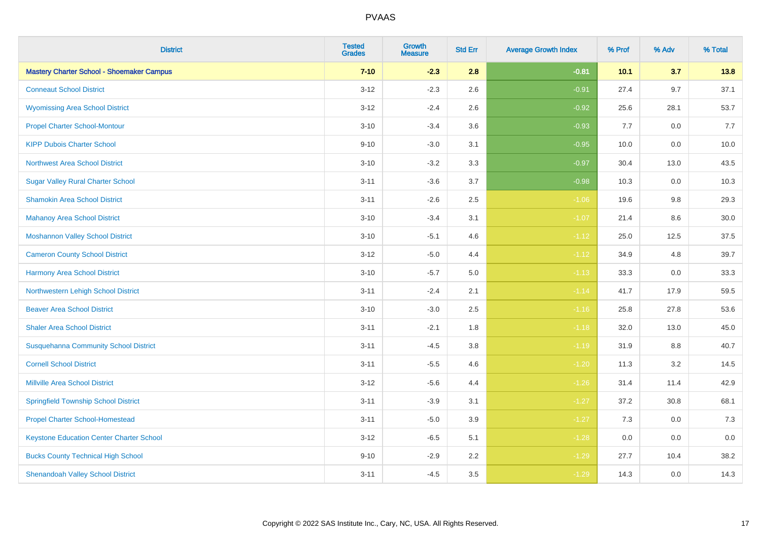| District | Tested Grades | Growth Measure | Std Err | Average Growth Index | % Prof | % Adv | % Total |
|---|---|---|---|---|---|---|---|
| **Mastery Charter School - Shoemaker Campus** | **7-10** | **-2.3** | **2.8** | **-0.81** | **10.1** | **3.7** | **13.8** |
| Conneaut School District | 3-12 | -2.3 | 2.6 | -0.91 | 27.4 | 9.7 | 37.1 |
| Wyomissing Area School District | 3-12 | -2.4 | 2.6 | -0.92 | 25.6 | 28.1 | 53.7 |
| Propel Charter School-Montour | 3-10 | -3.4 | 3.6 | -0.93 | 7.7 | 0.0 | 7.7 |
| KIPP Dubois Charter School | 9-10 | -3.0 | 3.1 | -0.95 | 10.0 | 0.0 | 10.0 |
| Northwest Area School District | 3-10 | -3.2 | 3.3 | -0.97 | 30.4 | 13.0 | 43.5 |
| Sugar Valley Rural Charter School | 3-11 | -3.6 | 3.7 | -0.98 | 10.3 | 0.0 | 10.3 |
| Shamokin Area School District | 3-11 | -2.6 | 2.5 | -1.06 | 19.6 | 9.8 | 29.3 |
| Mahanoy Area School District | 3-10 | -3.4 | 3.1 | -1.07 | 21.4 | 8.6 | 30.0 |
| Moshannon Valley School District | 3-10 | -5.1 | 4.6 | -1.12 | 25.0 | 12.5 | 37.5 |
| Cameron County School District | 3-12 | -5.0 | 4.4 | -1.12 | 34.9 | 4.8 | 39.7 |
| Harmony Area School District | 3-10 | -5.7 | 5.0 | -1.13 | 33.3 | 0.0 | 33.3 |
| Northwestern Lehigh School District | 3-11 | -2.4 | 2.1 | -1.14 | 41.7 | 17.9 | 59.5 |
| Beaver Area School District | 3-10 | -3.0 | 2.5 | -1.16 | 25.8 | 27.8 | 53.6 |
| Shaler Area School District | 3-11 | -2.1 | 1.8 | -1.18 | 32.0 | 13.0 | 45.0 |
| Susquehanna Community School District | 3-11 | -4.5 | 3.8 | -1.19 | 31.9 | 8.8 | 40.7 |
| Cornell School District | 3-11 | -5.5 | 4.6 | -1.20 | 11.3 | 3.2 | 14.5 |
| Millville Area School District | 3-12 | -5.6 | 4.4 | -1.26 | 31.4 | 11.4 | 42.9 |
| Springfield Township School District | 3-11 | -3.9 | 3.1 | -1.27 | 37.2 | 30.8 | 68.1 |
| Propel Charter School-Homestead | 3-11 | -5.0 | 3.9 | -1.27 | 7.3 | 0.0 | 7.3 |
| Keystone Education Center Charter School | 3-12 | -6.5 | 5.1 | -1.28 | 0.0 | 0.0 | 0.0 |
| Bucks County Technical High School | 9-10 | -2.9 | 2.2 | -1.29 | 27.7 | 10.4 | 38.2 |
| Shenandoah Valley School District | 3-11 | -4.5 | 3.5 | -1.29 | 14.3 | 0.0 | 14.3 |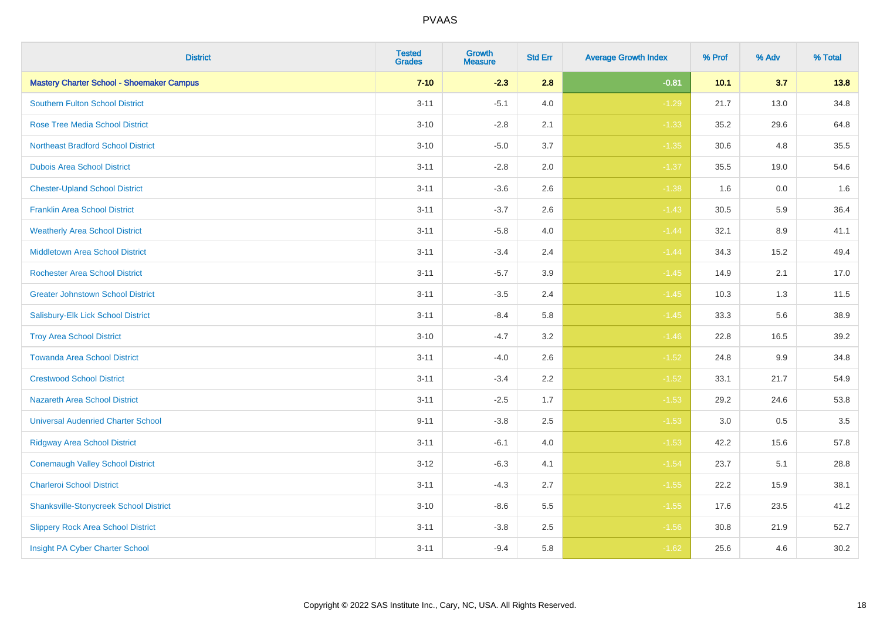| District | Tested Grades | Growth Measure | Std Err | Average Growth Index | % Prof | % Adv | % Total |
|---|---|---|---|---|---|---|---|
| **Mastery Charter School - Shoemaker Campus** | **7-10** | **-2.3** | **2.8** | **-0.81** | **10.1** | **3.7** | **13.8** |
| Southern Fulton School District | 3-11 | -5.1 | 4.0 | -1.29 | 21.7 | 13.0 | 34.8 |
| Rose Tree Media School District | 3-10 | -2.8 | 2.1 | -1.33 | 35.2 | 29.6 | 64.8 |
| Northeast Bradford School District | 3-10 | -5.0 | 3.7 | -1.35 | 30.6 | 4.8 | 35.5 |
| Dubois Area School District | 3-11 | -2.8 | 2.0 | -1.37 | 35.5 | 19.0 | 54.6 |
| Chester-Upland School District | 3-11 | -3.6 | 2.6 | -1.38 | 1.6 | 0.0 | 1.6 |
| Franklin Area School District | 3-11 | -3.7 | 2.6 | -1.43 | 30.5 | 5.9 | 36.4 |
| Weatherly Area School District | 3-11 | -5.8 | 4.0 | -1.44 | 32.1 | 8.9 | 41.1 |
| Middletown Area School District | 3-11 | -3.4 | 2.4 | -1.44 | 34.3 | 15.2 | 49.4 |
| Rochester Area School District | 3-11 | -5.7 | 3.9 | -1.45 | 14.9 | 2.1 | 17.0 |
| Greater Johnstown School District | 3-11 | -3.5 | 2.4 | -1.45 | 10.3 | 1.3 | 11.5 |
| Salisbury-Elk Lick School District | 3-11 | -8.4 | 5.8 | -1.45 | 33.3 | 5.6 | 38.9 |
| Troy Area School District | 3-10 | -4.7 | 3.2 | -1.46 | 22.8 | 16.5 | 39.2 |
| Towanda Area School District | 3-11 | -4.0 | 2.6 | -1.52 | 24.8 | 9.9 | 34.8 |
| Crestwood School District | 3-11 | -3.4 | 2.2 | -1.52 | 33.1 | 21.7 | 54.9 |
| Nazareth Area School District | 3-11 | -2.5 | 1.7 | -1.53 | 29.2 | 24.6 | 53.8 |
| Universal Audenried Charter School | 9-11 | -3.8 | 2.5 | -1.53 | 3.0 | 0.5 | 3.5 |
| Ridgway Area School District | 3-11 | -6.1 | 4.0 | -1.53 | 42.2 | 15.6 | 57.8 |
| Conemaugh Valley School District | 3-12 | -6.3 | 4.1 | -1.54 | 23.7 | 5.1 | 28.8 |
| Charleroi School District | 3-11 | -4.3 | 2.7 | -1.55 | 22.2 | 15.9 | 38.1 |
| Shanksville-Stonycreek School District | 3-10 | -8.6 | 5.5 | -1.55 | 17.6 | 23.5 | 41.2 |
| Slippery Rock Area School District | 3-11 | -3.8 | 2.5 | -1.56 | 30.8 | 21.9 | 52.7 |
| Insight PA Cyber Charter School | 3-11 | -9.4 | 5.8 | -1.62 | 25.6 | 4.6 | 30.2 |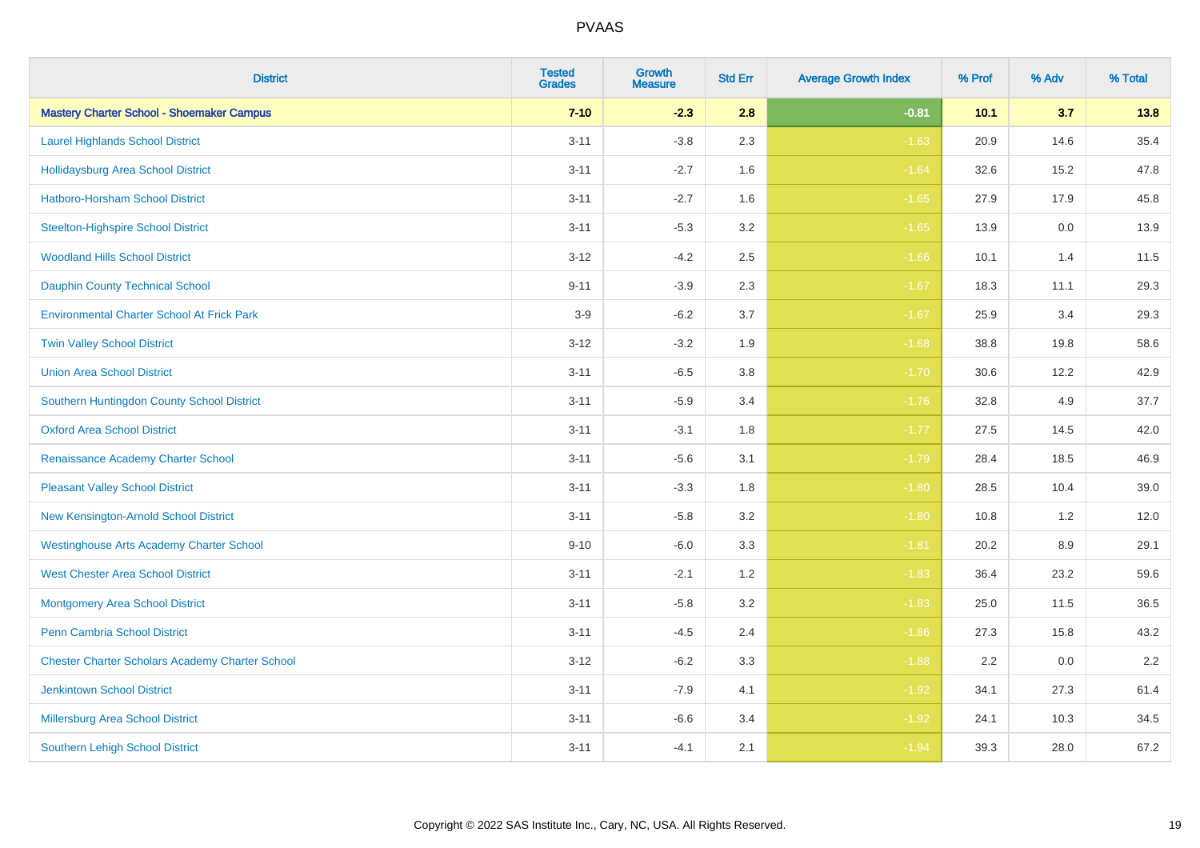| District | Tested Grades | Growth Measure | Std Err | Average Growth Index | % Prof | % Adv | % Total |
|---|---|---|---|---|---|---|---|
| **Mastery Charter School - Shoemaker Campus** | **7-10** | **-2.3** | **2.8** | **-0.81** | **10.1** | **3.7** | **13.8** |
| Laurel Highlands School District | 3-11 | -3.8 | 2.3 | -1.63 | 20.9 | 14.6 | 35.4 |
| Hollidaysburg Area School District | 3-11 | -2.7 | 1.6 | -1.64 | 32.6 | 15.2 | 47.8 |
| Hatboro-Horsham School District | 3-11 | -2.7 | 1.6 | -1.65 | 27.9 | 17.9 | 45.8 |
| Steelton-Highspire School District | 3-11 | -5.3 | 3.2 | -1.65 | 13.9 | 0.0 | 13.9 |
| Woodland Hills School District | 3-12 | -4.2 | 2.5 | -1.66 | 10.1 | 1.4 | 11.5 |
| Dauphin County Technical School | 9-11 | -3.9 | 2.3 | -1.67 | 18.3 | 11.1 | 29.3 |
| Environmental Charter School At Frick Park | 3-9 | -6.2 | 3.7 | -1.67 | 25.9 | 3.4 | 29.3 |
| Twin Valley School District | 3-12 | -3.2 | 1.9 | -1.68 | 38.8 | 19.8 | 58.6 |
| Union Area School District | 3-11 | -6.5 | 3.8 | -1.70 | 30.6 | 12.2 | 42.9 |
| Southern Huntingdon County School District | 3-11 | -5.9 | 3.4 | -1.76 | 32.8 | 4.9 | 37.7 |
| Oxford Area School District | 3-11 | -3.1 | 1.8 | -1.77 | 27.5 | 14.5 | 42.0 |
| Renaissance Academy Charter School | 3-11 | -5.6 | 3.1 | -1.79 | 28.4 | 18.5 | 46.9 |
| Pleasant Valley School District | 3-11 | -3.3 | 1.8 | -1.80 | 28.5 | 10.4 | 39.0 |
| New Kensington-Arnold School District | 3-11 | -5.8 | 3.2 | -1.80 | 10.8 | 1.2 | 12.0 |
| Westinghouse Arts Academy Charter School | 9-10 | -6.0 | 3.3 | -1.81 | 20.2 | 8.9 | 29.1 |
| West Chester Area School District | 3-11 | -2.1 | 1.2 | -1.83 | 36.4 | 23.2 | 59.6 |
| Montgomery Area School District | 3-11 | -5.8 | 3.2 | -1.83 | 25.0 | 11.5 | 36.5 |
| Penn Cambria School District | 3-11 | -4.5 | 2.4 | -1.86 | 27.3 | 15.8 | 43.2 |
| Chester Charter Scholars Academy Charter School | 3-12 | -6.2 | 3.3 | -1.88 | 2.2 | 0.0 | 2.2 |
| Jenkintown School District | 3-11 | -7.9 | 4.1 | -1.92 | 34.1 | 27.3 | 61.4 |
| Millersburg Area School District | 3-11 | -6.6 | 3.4 | -1.92 | 24.1 | 10.3 | 34.5 |
| Southern Lehigh School District | 3-11 | -4.1 | 2.1 | -1.94 | 39.3 | 28.0 | 67.2 |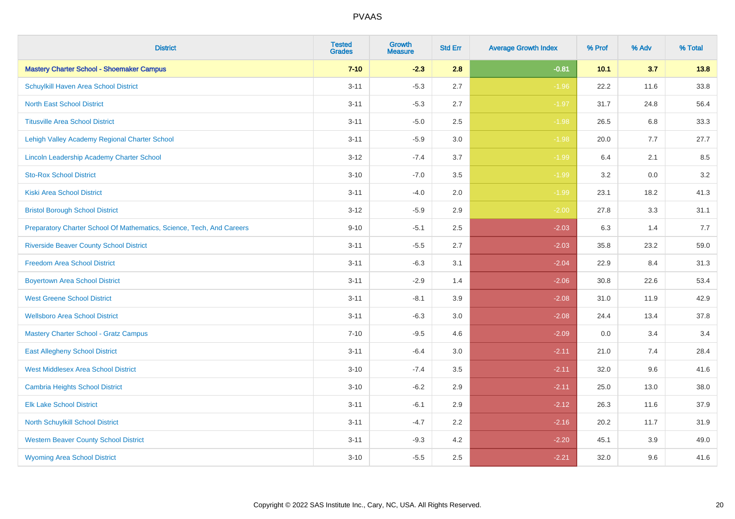| District | Tested Grades | Growth Measure | Std Err | Average Growth Index | % Prof | % Adv | % Total |
|---|---|---|---|---|---|---|---|
| **Mastery Charter School - Shoemaker Campus** | **7-10** | **-2.3** | **2.8** | **-0.81** | **10.1** | **3.7** | **13.8** |
| Schuylkill Haven Area School District | 3-11 | -5.3 | 2.7 | -1.96 | 22.2 | 11.6 | 33.8 |
| North East School District | 3-11 | -5.3 | 2.7 | -1.97 | 31.7 | 24.8 | 56.4 |
| Titusville Area School District | 3-11 | -5.0 | 2.5 | -1.98 | 26.5 | 6.8 | 33.3 |
| Lehigh Valley Academy Regional Charter School | 3-11 | -5.9 | 3.0 | -1.98 | 20.0 | 7.7 | 27.7 |
| Lincoln Leadership Academy Charter School | 3-12 | -7.4 | 3.7 | -1.99 | 6.4 | 2.1 | 8.5 |
| Sto-Rox School District | 3-10 | -7.0 | 3.5 | -1.99 | 3.2 | 0.0 | 3.2 |
| Kiski Area School District | 3-11 | -4.0 | 2.0 | -1.99 | 23.1 | 18.2 | 41.3 |
| Bristol Borough School District | 3-12 | -5.9 | 2.9 | -2.00 | 27.8 | 3.3 | 31.1 |
| Preparatory Charter School Of Mathematics, Science, Tech, And Careers | 9-10 | -5.1 | 2.5 | -2.03 | 6.3 | 1.4 | 7.7 |
| Riverside Beaver County School District | 3-11 | -5.5 | 2.7 | -2.03 | 35.8 | 23.2 | 59.0 |
| Freedom Area School District | 3-11 | -6.3 | 3.1 | -2.04 | 22.9 | 8.4 | 31.3 |
| Boyertown Area School District | 3-11 | -2.9 | 1.4 | -2.06 | 30.8 | 22.6 | 53.4 |
| West Greene School District | 3-11 | -8.1 | 3.9 | -2.08 | 31.0 | 11.9 | 42.9 |
| Wellsboro Area School District | 3-11 | -6.3 | 3.0 | -2.08 | 24.4 | 13.4 | 37.8 |
| Mastery Charter School - Gratz Campus | 7-10 | -9.5 | 4.6 | -2.09 | 0.0 | 3.4 | 3.4 |
| East Allegheny School District | 3-11 | -6.4 | 3.0 | -2.11 | 21.0 | 7.4 | 28.4 |
| West Middlesex Area School District | 3-10 | -7.4 | 3.5 | -2.11 | 32.0 | 9.6 | 41.6 |
| Cambria Heights School District | 3-10 | -6.2 | 2.9 | -2.11 | 25.0 | 13.0 | 38.0 |
| Elk Lake School District | 3-11 | -6.1 | 2.9 | -2.12 | 26.3 | 11.6 | 37.9 |
| North Schuylkill School District | 3-11 | -4.7 | 2.2 | -2.16 | 20.2 | 11.7 | 31.9 |
| Western Beaver County School District | 3-11 | -9.3 | 4.2 | -2.20 | 45.1 | 3.9 | 49.0 |
| Wyoming Area School District | 3-10 | -5.5 | 2.5 | -2.21 | 32.0 | 9.6 | 41.6 |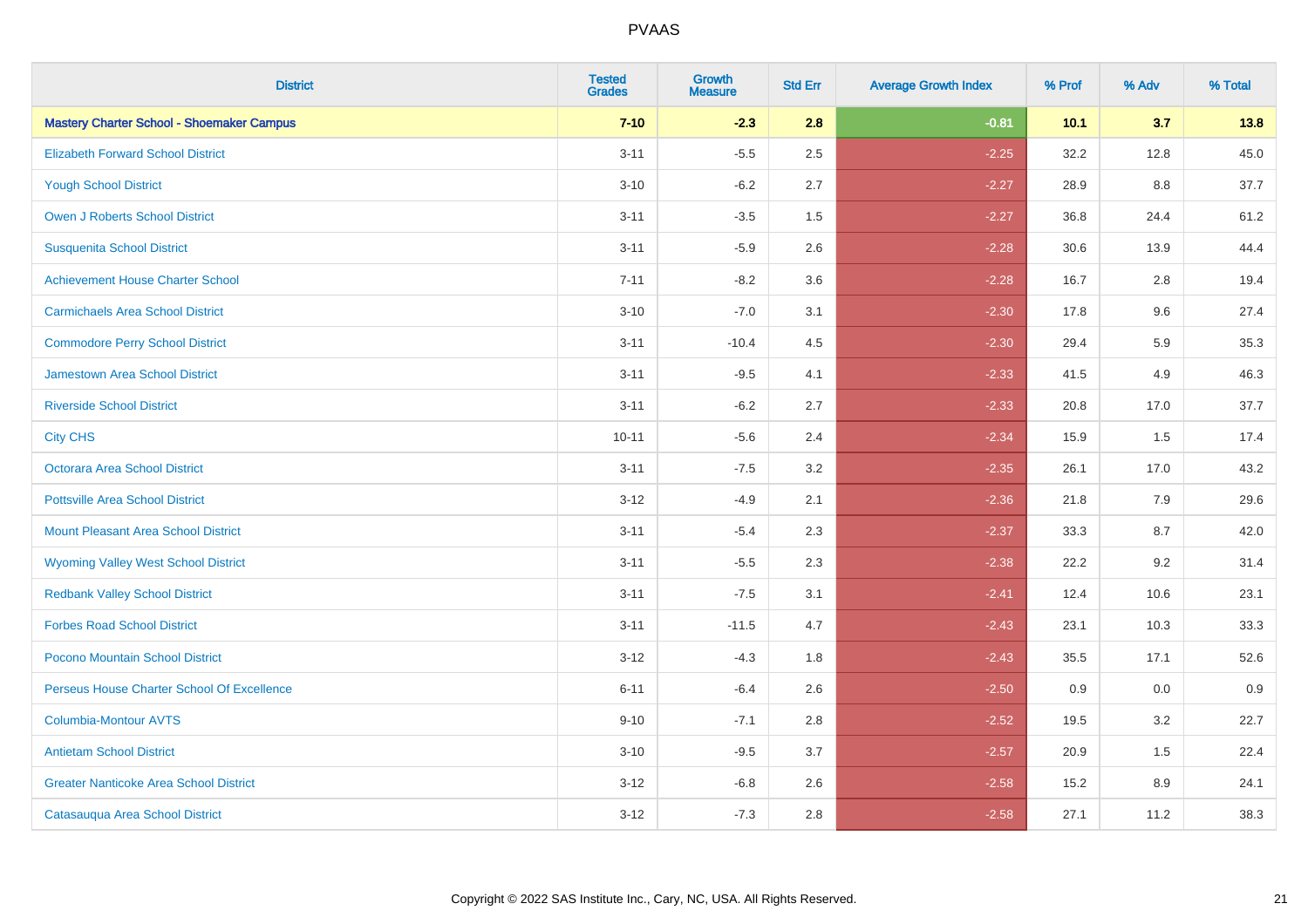# PVAAS

| District | Tested Grades | Growth Measure | Std Err | Average Growth Index | % Prof | % Adv | % Total |
|---|---|---|---|---|---|---|---|
| **Mastery Charter School - Shoemaker Campus** | **7-10** | **-2.3** | **2.8** | **-0.81** | **10.1** | **3.7** | **13.8** |
| Elizabeth Forward School District | 3-11 | -5.5 | 2.5 | -2.25 | 32.2 | 12.8 | 45.0 |
| Yough School District | 3-10 | -6.2 | 2.7 | -2.27 | 28.9 | 8.8 | 37.7 |
| Owen J Roberts School District | 3-11 | -3.5 | 1.5 | -2.27 | 36.8 | 24.4 | 61.2 |
| Susquenita School District | 3-11 | -5.9 | 2.6 | -2.28 | 30.6 | 13.9 | 44.4 |
| Achievement House Charter School | 7-11 | -8.2 | 3.6 | -2.28 | 16.7 | 2.8 | 19.4 |
| Carmichaels Area School District | 3-10 | -7.0 | 3.1 | -2.30 | 17.8 | 9.6 | 27.4 |
| Commodore Perry School District | 3-11 | -10.4 | 4.5 | -2.30 | 29.4 | 5.9 | 35.3 |
| Jamestown Area School District | 3-11 | -9.5 | 4.1 | -2.33 | 41.5 | 4.9 | 46.3 |
| Riverside School District | 3-11 | -6.2 | 2.7 | -2.33 | 20.8 | 17.0 | 37.7 |
| City CHS | 10-11 | -5.6 | 2.4 | -2.34 | 15.9 | 1.5 | 17.4 |
| Octorara Area School District | 3-11 | -7.5 | 3.2 | -2.35 | 26.1 | 17.0 | 43.2 |
| Pottsville Area School District | 3-12 | -4.9 | 2.1 | -2.36 | 21.8 | 7.9 | 29.6 |
| Mount Pleasant Area School District | 3-11 | -5.4 | 2.3 | -2.37 | 33.3 | 8.7 | 42.0 |
| Wyoming Valley West School District | 3-11 | -5.5 | 2.3 | -2.38 | 22.2 | 9.2 | 31.4 |
| Redbank Valley School District | 3-11 | -7.5 | 3.1 | -2.41 | 12.4 | 10.6 | 23.1 |
| Forbes Road School District | 3-11 | -11.5 | 4.7 | -2.43 | 23.1 | 10.3 | 33.3 |
| Pocono Mountain School District | 3-12 | -4.3 | 1.8 | -2.43 | 35.5 | 17.1 | 52.6 |
| Perseus House Charter School Of Excellence | 6-11 | -6.4 | 2.6 | -2.50 | 0.9 | 0.0 | 0.9 |
| Columbia-Montour AVTS | 9-10 | -7.1 | 2.8 | -2.52 | 19.5 | 3.2 | 22.7 |
| Antietam School District | 3-10 | -9.5 | 3.7 | -2.57 | 20.9 | 1.5 | 22.4 |
| Greater Nanticoke Area School District | 3-12 | -6.8 | 2.6 | -2.58 | 15.2 | 8.9 | 24.1 |
| Catasauqua Area School District | 3-12 | -7.3 | 2.8 | -2.58 | 27.1 | 11.2 | 38.3 |

Copyright © 2022 SAS Institute Inc., Cary, NC, USA. All Rights Reserved.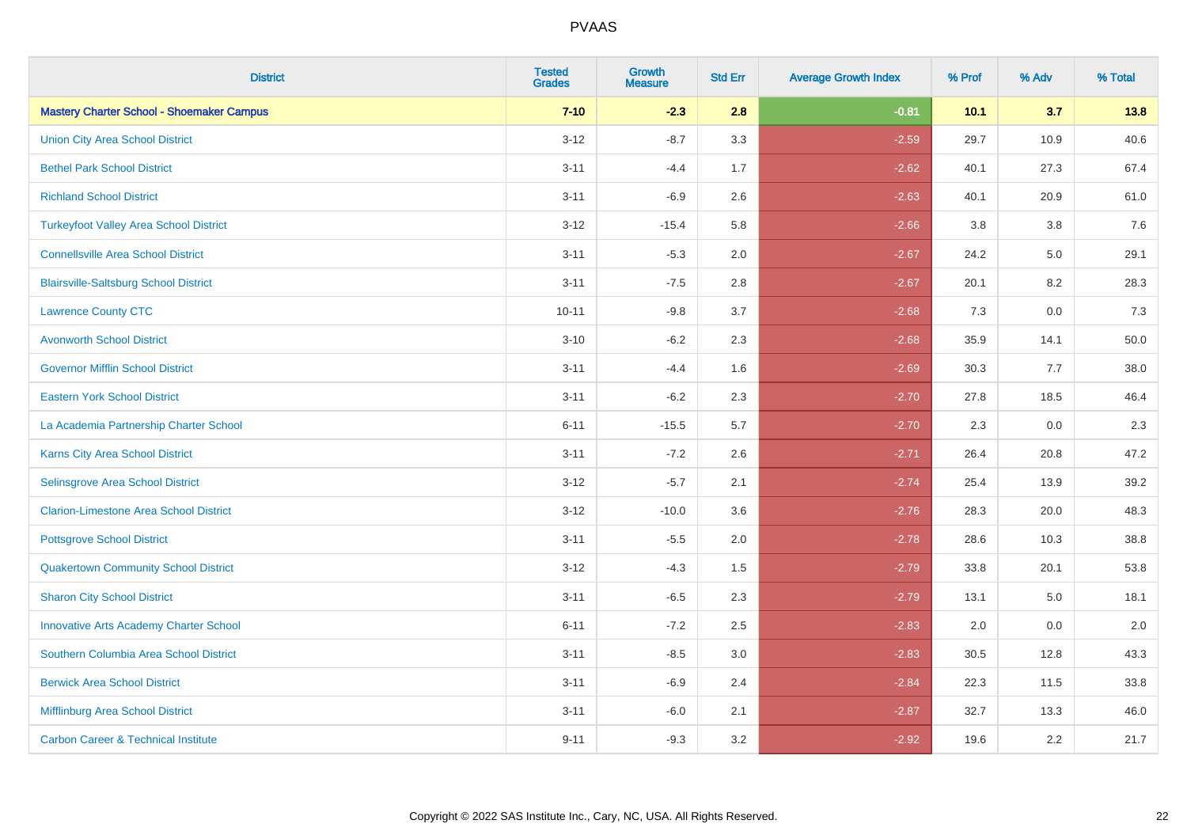| District | Tested Grades | Growth Measure | Std Err | Average Growth Index | % Prof | % Adv | % Total |
|---|---|---|---|---|---|---|---|
| **Mastery Charter School - Shoemaker Campus** | **7-10** | **-2.3** | **2.8** | **-0.81** | **10.1** | **3.7** | **13.8** |
| Union City Area School District | 3-12 | -8.7 | 3.3 | -2.59 | 29.7 | 10.9 | 40.6 |
| Bethel Park School District | 3-11 | -4.4 | 1.7 | -2.62 | 40.1 | 27.3 | 67.4 |
| Richland School District | 3-11 | -6.9 | 2.6 | -2.63 | 40.1 | 20.9 | 61.0 |
| Turkeyfoot Valley Area School District | 3-12 | -15.4 | 5.8 | -2.66 | 3.8 | 3.8 | 7.6 |
| Connellsville Area School District | 3-11 | -5.3 | 2.0 | -2.67 | 24.2 | 5.0 | 29.1 |
| Blairsville-Saltsburg School District | 3-11 | -7.5 | 2.8 | -2.67 | 20.1 | 8.2 | 28.3 |
| Lawrence County CTC | 10-11 | -9.8 | 3.7 | -2.68 | 7.3 | 0.0 | 7.3 |
| Avonworth School District | 3-10 | -6.2 | 2.3 | -2.68 | 35.9 | 14.1 | 50.0 |
| Governor Mifflin School District | 3-11 | -4.4 | 1.6 | -2.69 | 30.3 | 7.7 | 38.0 |
| Eastern York School District | 3-11 | -6.2 | 2.3 | -2.70 | 27.8 | 18.5 | 46.4 |
| La Academia Partnership Charter School | 6-11 | -15.5 | 5.7 | -2.70 | 2.3 | 0.0 | 2.3 |
| Karns City Area School District | 3-11 | -7.2 | 2.6 | -2.71 | 26.4 | 20.8 | 47.2 |
| Selinsgrove Area School District | 3-12 | -5.7 | 2.1 | -2.74 | 25.4 | 13.9 | 39.2 |
| Clarion-Limestone Area School District | 3-12 | -10.0 | 3.6 | -2.76 | 28.3 | 20.0 | 48.3 |
| Pottsgrove School District | 3-11 | -5.5 | 2.0 | -2.78 | 28.6 | 10.3 | 38.8 |
| Quakertown Community School District | 3-12 | -4.3 | 1.5 | -2.79 | 33.8 | 20.1 | 53.8 |
| Sharon City School District | 3-11 | -6.5 | 2.3 | -2.79 | 13.1 | 5.0 | 18.1 |
| Innovative Arts Academy Charter School | 6-11 | -7.2 | 2.5 | -2.83 | 2.0 | 0.0 | 2.0 |
| Southern Columbia Area School District | 3-11 | -8.5 | 3.0 | -2.83 | 30.5 | 12.8 | 43.3 |
| Berwick Area School District | 3-11 | -6.9 | 2.4 | -2.84 | 22.3 | 11.5 | 33.8 |
| Mifflinburg Area School District | 3-11 | -6.0 | 2.1 | -2.87 | 32.7 | 13.3 | 46.0 |
| Carbon Career & Technical Institute | 9-11 | -9.3 | 3.2 | -2.92 | 19.6 | 2.2 | 21.7 |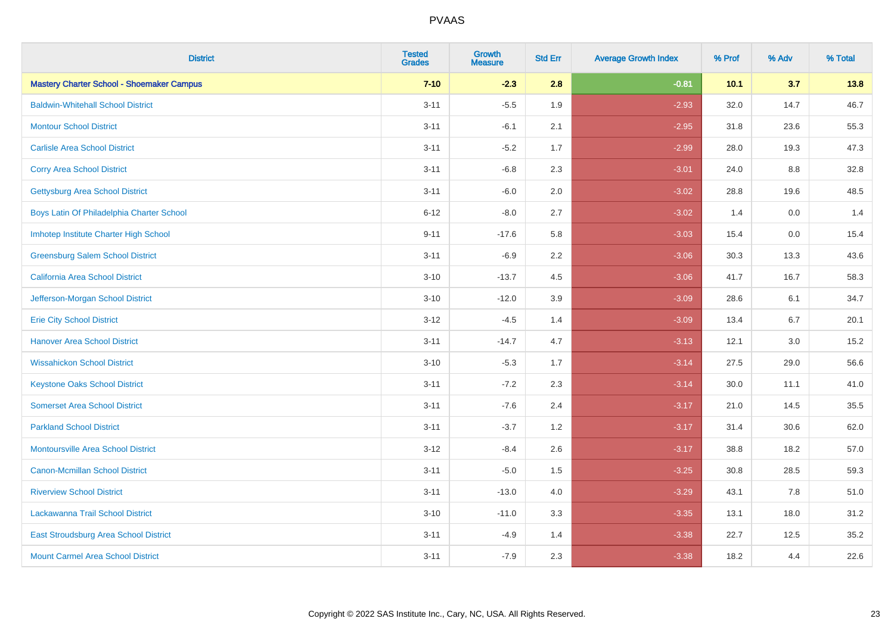| District | Tested Grades | Growth Measure | Std Err | Average Growth Index | % Prof | % Adv | % Total |
|---|---|---|---|---|---|---|---|
| **Mastery Charter School - Shoemaker Campus** | **7-10** | **-2.3** | **2.8** | **-0.81** | **10.1** | **3.7** | **13.8** |
| Baldwin-Whitehall School District | 3-11 | -5.5 | 1.9 | -2.93 | 32.0 | 14.7 | 46.7 |
| Montour School District | 3-11 | -6.1 | 2.1 | -2.95 | 31.8 | 23.6 | 55.3 |
| Carlisle Area School District | 3-11 | -5.2 | 1.7 | -2.99 | 28.0 | 19.3 | 47.3 |
| Corry Area School District | 3-11 | -6.8 | 2.3 | -3.01 | 24.0 | 8.8 | 32.8 |
| Gettysburg Area School District | 3-11 | -6.0 | 2.0 | -3.02 | 28.8 | 19.6 | 48.5 |
| Boys Latin Of Philadelphia Charter School | 6-12 | -8.0 | 2.7 | -3.02 | 1.4 | 0.0 | 1.4 |
| Imhotep Institute Charter High School | 9-11 | -17.6 | 5.8 | -3.03 | 15.4 | 0.0 | 15.4 |
| Greensburg Salem School District | 3-11 | -6.9 | 2.2 | -3.06 | 30.3 | 13.3 | 43.6 |
| California Area School District | 3-10 | -13.7 | 4.5 | -3.06 | 41.7 | 16.7 | 58.3 |
| Jefferson-Morgan School District | 3-10 | -12.0 | 3.9 | -3.09 | 28.6 | 6.1 | 34.7 |
| Erie City School District | 3-12 | -4.5 | 1.4 | -3.09 | 13.4 | 6.7 | 20.1 |
| Hanover Area School District | 3-11 | -14.7 | 4.7 | -3.13 | 12.1 | 3.0 | 15.2 |
| Wissahickon School District | 3-10 | -5.3 | 1.7 | -3.14 | 27.5 | 29.0 | 56.6 |
| Keystone Oaks School District | 3-11 | -7.2 | 2.3 | -3.14 | 30.0 | 11.1 | 41.0 |
| Somerset Area School District | 3-11 | -7.6 | 2.4 | -3.17 | 21.0 | 14.5 | 35.5 |
| Parkland School District | 3-11 | -3.7 | 1.2 | -3.17 | 31.4 | 30.6 | 62.0 |
| Montoursville Area School District | 3-12 | -8.4 | 2.6 | -3.17 | 38.8 | 18.2 | 57.0 |
| Canon-Mcmillan School District | 3-11 | -5.0 | 1.5 | -3.25 | 30.8 | 28.5 | 59.3 |
| Riverview School District | 3-11 | -13.0 | 4.0 | -3.29 | 43.1 | 7.8 | 51.0 |
| Lackawanna Trail School District | 3-10 | -11.0 | 3.3 | -3.35 | 13.1 | 18.0 | 31.2 |
| East Stroudsburg Area School District | 3-11 | -4.9 | 1.4 | -3.38 | 22.7 | 12.5 | 35.2 |
| Mount Carmel Area School District | 3-11 | -7.9 | 2.3 | -3.38 | 18.2 | 4.4 | 22.6 |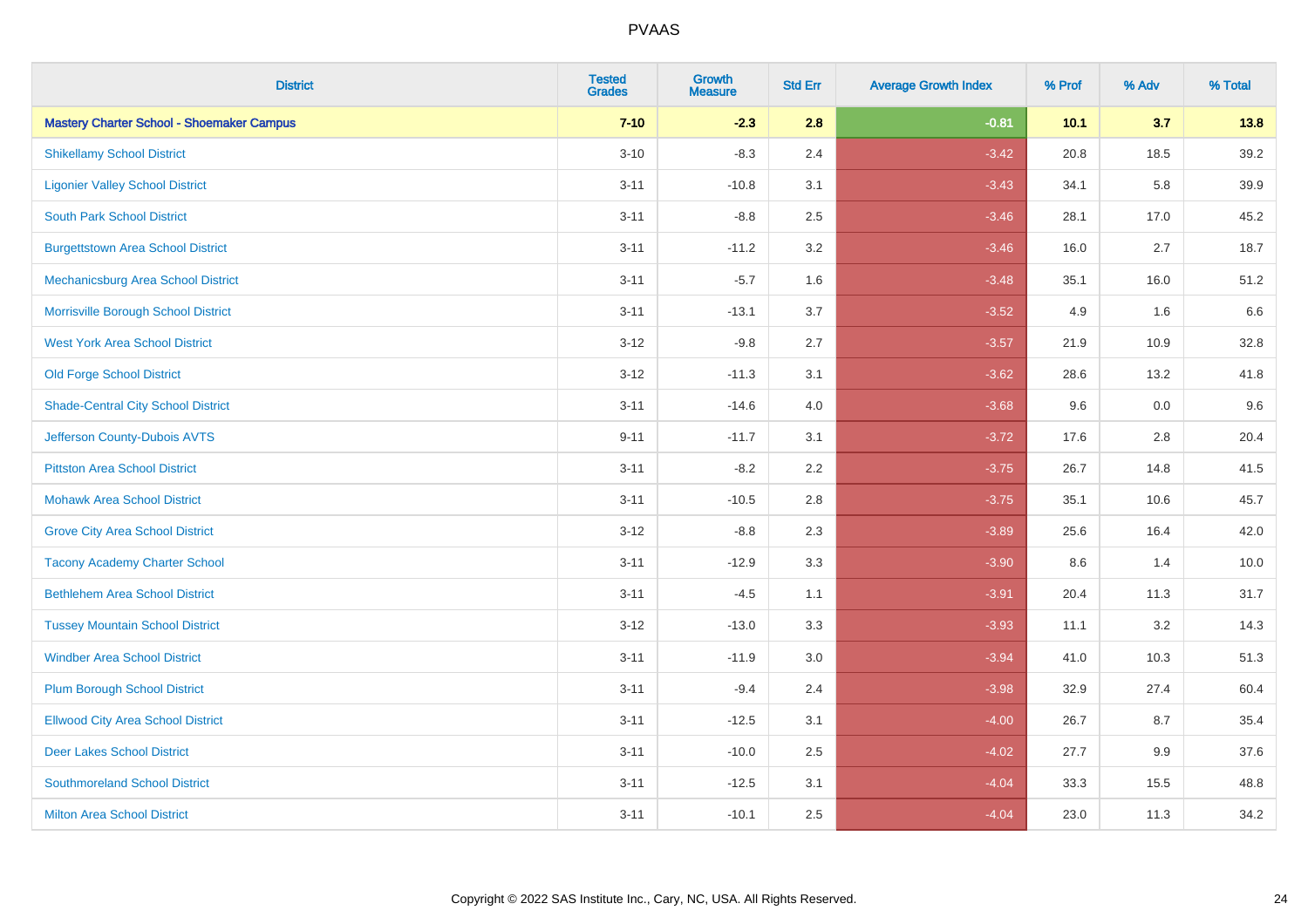# PVAAS

| District | Tested Grades | Growth Measure | Std Err | Average Growth Index | % Prof | % Adv | % Total |
|---|---|---|---|---|---|---|---|
| **Mastery Charter School - Shoemaker Campus** | **7-10** | **-2.3** | **2.8** | **-0.81** | **10.1** | **3.7** | **13.8** |
| Shikellamy School District | 3-10 | -8.3 | 2.4 | -3.42 | 20.8 | 18.5 | 39.2 |
| Ligonier Valley School District | 3-11 | -10.8 | 3.1 | -3.43 | 34.1 | 5.8 | 39.9 |
| South Park School District | 3-11 | -8.8 | 2.5 | -3.46 | 28.1 | 17.0 | 45.2 |
| Burgettstown Area School District | 3-11 | -11.2 | 3.2 | -3.46 | 16.0 | 2.7 | 18.7 |
| Mechanicsburg Area School District | 3-11 | -5.7 | 1.6 | -3.48 | 35.1 | 16.0 | 51.2 |
| Morrisville Borough School District | 3-11 | -13.1 | 3.7 | -3.52 | 4.9 | 1.6 | 6.6 |
| West York Area School District | 3-12 | -9.8 | 2.7 | -3.57 | 21.9 | 10.9 | 32.8 |
| Old Forge School District | 3-12 | -11.3 | 3.1 | -3.62 | 28.6 | 13.2 | 41.8 |
| Shade-Central City School District | 3-11 | -14.6 | 4.0 | -3.68 | 9.6 | 0.0 | 9.6 |
| Jefferson County-Dubois AVTS | 9-11 | -11.7 | 3.1 | -3.72 | 17.6 | 2.8 | 20.4 |
| Pittston Area School District | 3-11 | -8.2 | 2.2 | -3.75 | 26.7 | 14.8 | 41.5 |
| Mohawk Area School District | 3-11 | -10.5 | 2.8 | -3.75 | 35.1 | 10.6 | 45.7 |
| Grove City Area School District | 3-12 | -8.8 | 2.3 | -3.89 | 25.6 | 16.4 | 42.0 |
| Tacony Academy Charter School | 3-11 | -12.9 | 3.3 | -3.90 | 8.6 | 1.4 | 10.0 |
| Bethlehem Area School District | 3-11 | -4.5 | 1.1 | -3.91 | 20.4 | 11.3 | 31.7 |
| Tussey Mountain School District | 3-12 | -13.0 | 3.3 | -3.93 | 11.1 | 3.2 | 14.3 |
| Windber Area School District | 3-11 | -11.9 | 3.0 | -3.94 | 41.0 | 10.3 | 51.3 |
| Plum Borough School District | 3-11 | -9.4 | 2.4 | -3.98 | 32.9 | 27.4 | 60.4 |
| Ellwood City Area School District | 3-11 | -12.5 | 3.1 | -4.00 | 26.7 | 8.7 | 35.4 |
| Deer Lakes School District | 3-11 | -10.0 | 2.5 | -4.02 | 27.7 | 9.9 | 37.6 |
| Southmoreland School District | 3-11 | -12.5 | 3.1 | -4.04 | 33.3 | 15.5 | 48.8 |
| Milton Area School District | 3-11 | -10.1 | 2.5 | -4.04 | 23.0 | 11.3 | 34.2 |

Copyright © 2022 SAS Institute Inc., Cary, NC, USA. All Rights Reserved.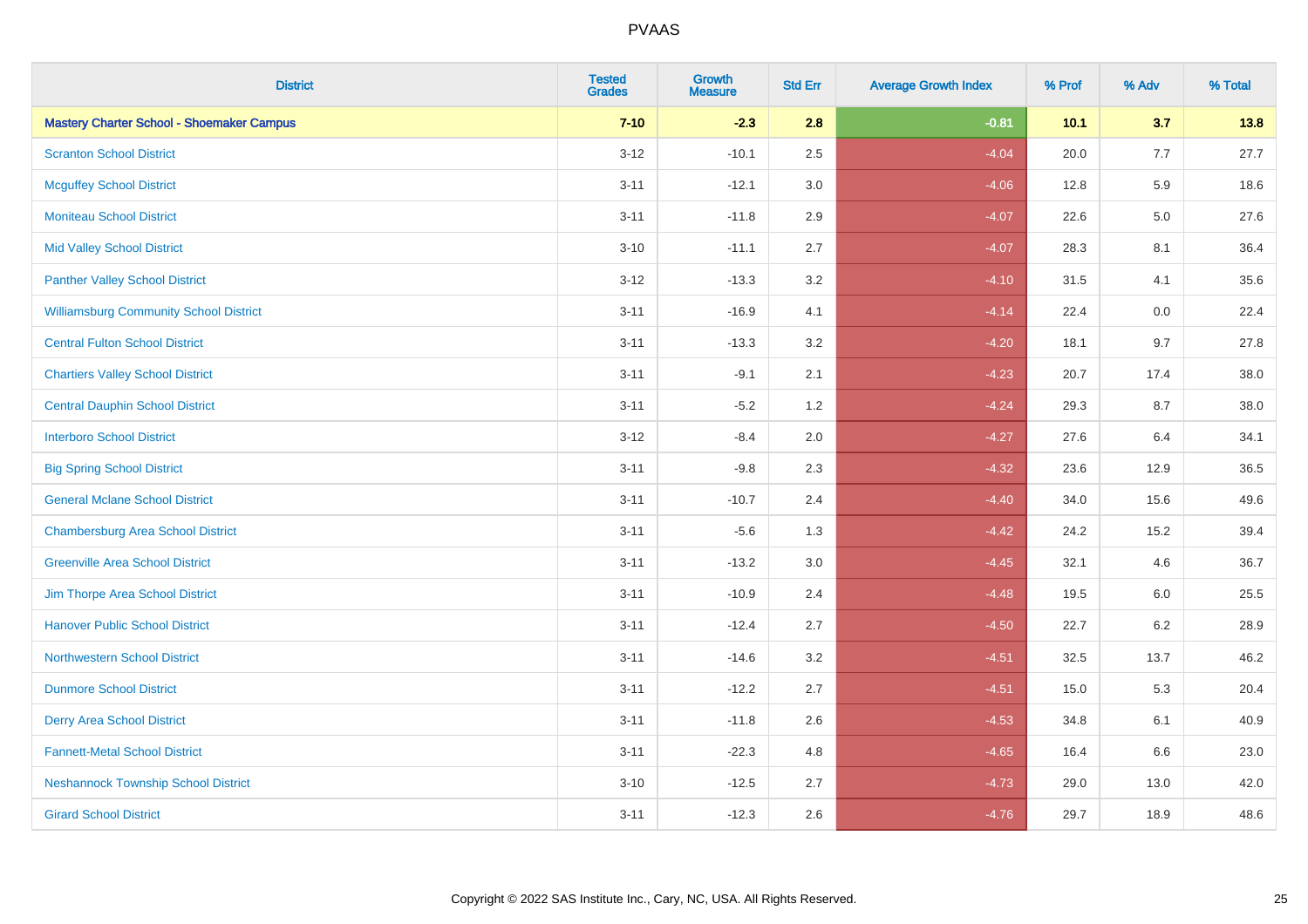# PVAAS

| District | Tested Grades | Growth Measure | Std Err | Average Growth Index | % Prof | % Adv | % Total |
|---|---|---|---|---|---|---|---|
| **Mastery Charter School - Shoemaker Campus** | **7-10** | **-2.3** | **2.8** | **-0.81** | **10.1** | **3.7** | **13.8** |
| Scranton School District | 3-12 | -10.1 | 2.5 | -4.04 | 20.0 | 7.7 | 27.7 |
| Mcguffey School District | 3-11 | -12.1 | 3.0 | -4.06 | 12.8 | 5.9 | 18.6 |
| Moniteau School District | 3-11 | -11.8 | 2.9 | -4.07 | 22.6 | 5.0 | 27.6 |
| Mid Valley School District | 3-10 | -11.1 | 2.7 | -4.07 | 28.3 | 8.1 | 36.4 |
| Panther Valley School District | 3-12 | -13.3 | 3.2 | -4.10 | 31.5 | 4.1 | 35.6 |
| Williamsburg Community School District | 3-11 | -16.9 | 4.1 | -4.14 | 22.4 | 0.0 | 22.4 |
| Central Fulton School District | 3-11 | -13.3 | 3.2 | -4.20 | 18.1 | 9.7 | 27.8 |
| Chartiers Valley School District | 3-11 | -9.1 | 2.1 | -4.23 | 20.7 | 17.4 | 38.0 |
| Central Dauphin School District | 3-11 | -5.2 | 1.2 | -4.24 | 29.3 | 8.7 | 38.0 |
| Interboro School District | 3-12 | -8.4 | 2.0 | -4.27 | 27.6 | 6.4 | 34.1 |
| Big Spring School District | 3-11 | -9.8 | 2.3 | -4.32 | 23.6 | 12.9 | 36.5 |
| General Mclane School District | 3-11 | -10.7 | 2.4 | -4.40 | 34.0 | 15.6 | 49.6 |
| Chambersburg Area School District | 3-11 | -5.6 | 1.3 | -4.42 | 24.2 | 15.2 | 39.4 |
| Greenville Area School District | 3-11 | -13.2 | 3.0 | -4.45 | 32.1 | 4.6 | 36.7 |
| Jim Thorpe Area School District | 3-11 | -10.9 | 2.4 | -4.48 | 19.5 | 6.0 | 25.5 |
| Hanover Public School District | 3-11 | -12.4 | 2.7 | -4.50 | 22.7 | 6.2 | 28.9 |
| Northwestern School District | 3-11 | -14.6 | 3.2 | -4.51 | 32.5 | 13.7 | 46.2 |
| Dunmore School District | 3-11 | -12.2 | 2.7 | -4.51 | 15.0 | 5.3 | 20.4 |
| Derry Area School District | 3-11 | -11.8 | 2.6 | -4.53 | 34.8 | 6.1 | 40.9 |
| Fannett-Metal School District | 3-11 | -22.3 | 4.8 | -4.65 | 16.4 | 6.6 | 23.0 |
| Neshannock Township School District | 3-10 | -12.5 | 2.7 | -4.73 | 29.0 | 13.0 | 42.0 |
| Girard School District | 3-11 | -12.3 | 2.6 | -4.76 | 29.7 | 18.9 | 48.6 |

Copyright © 2022 SAS Institute Inc., Cary, NC, USA. All Rights Reserved.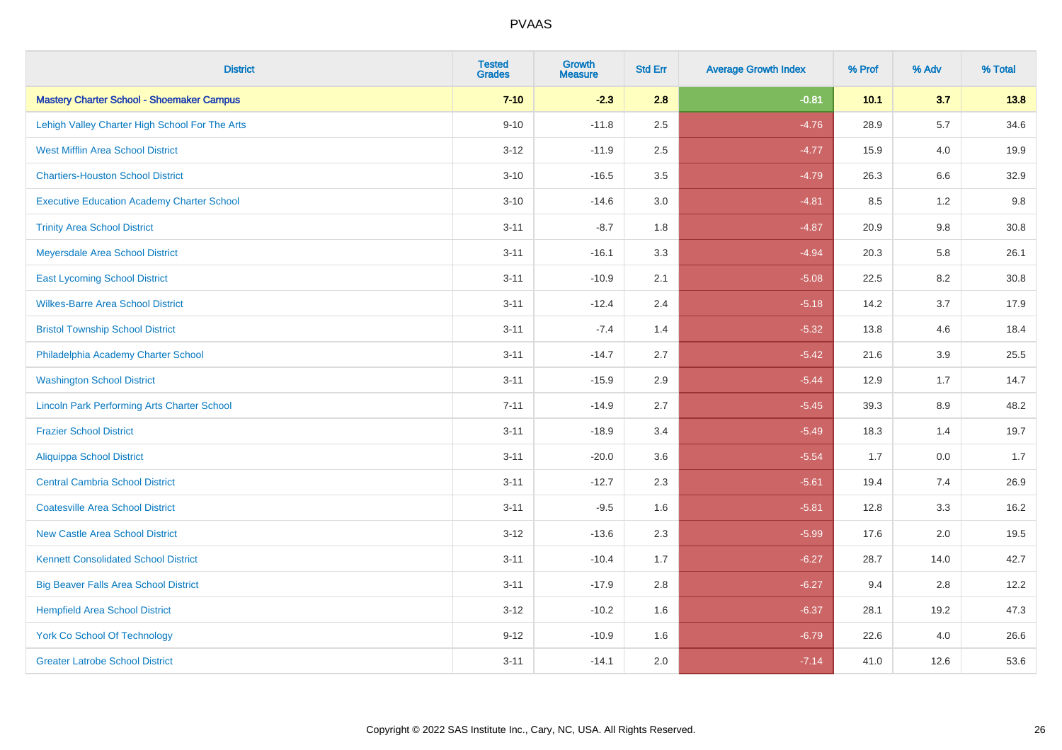# PVAAS

| District | Tested Grades | Growth Measure | Std Err | Average Growth Index | % Prof | % Adv | % Total |
|---|---|---|---|---|---|---|---|
| **Mastery Charter School - Shoemaker Campus** | **7-10** | **-2.3** | **2.8** | **-0.81** | **10.1** | **3.7** | **13.8** |
| Lehigh Valley Charter High School For The Arts | 9-10 | -11.8 | 2.5 | -4.76 | 28.9 | 5.7 | 34.6 |
| West Mifflin Area School District | 3-12 | -11.9 | 2.5 | -4.77 | 15.9 | 4.0 | 19.9 |
| Chartiers-Houston School District | 3-10 | -16.5 | 3.5 | -4.79 | 26.3 | 6.6 | 32.9 |
| Executive Education Academy Charter School | 3-10 | -14.6 | 3.0 | -4.81 | 8.5 | 1.2 | 9.8 |
| Trinity Area School District | 3-11 | -8.7 | 1.8 | -4.87 | 20.9 | 9.8 | 30.8 |
| Meyersdale Area School District | 3-11 | -16.1 | 3.3 | -4.94 | 20.3 | 5.8 | 26.1 |
| East Lycoming School District | 3-11 | -10.9 | 2.1 | -5.08 | 22.5 | 8.2 | 30.8 |
| Wilkes-Barre Area School District | 3-11 | -12.4 | 2.4 | -5.18 | 14.2 | 3.7 | 17.9 |
| Bristol Township School District | 3-11 | -7.4 | 1.4 | -5.32 | 13.8 | 4.6 | 18.4 |
| Philadelphia Academy Charter School | 3-11 | -14.7 | 2.7 | -5.42 | 21.6 | 3.9 | 25.5 |
| Washington School District | 3-11 | -15.9 | 2.9 | -5.44 | 12.9 | 1.7 | 14.7 |
| Lincoln Park Performing Arts Charter School | 7-11 | -14.9 | 2.7 | -5.45 | 39.3 | 8.9 | 48.2 |
| Frazier School District | 3-11 | -18.9 | 3.4 | -5.49 | 18.3 | 1.4 | 19.7 |
| Aliquippa School District | 3-11 | -20.0 | 3.6 | -5.54 | 1.7 | 0.0 | 1.7 |
| Central Cambria School District | 3-11 | -12.7 | 2.3 | -5.61 | 19.4 | 7.4 | 26.9 |
| Coatesville Area School District | 3-11 | -9.5 | 1.6 | -5.81 | 12.8 | 3.3 | 16.2 |
| New Castle Area School District | 3-12 | -13.6 | 2.3 | -5.99 | 17.6 | 2.0 | 19.5 |
| Kennett Consolidated School District | 3-11 | -10.4 | 1.7 | -6.27 | 28.7 | 14.0 | 42.7 |
| Big Beaver Falls Area School District | 3-11 | -17.9 | 2.8 | -6.27 | 9.4 | 2.8 | 12.2 |
| Hempfield Area School District | 3-12 | -10.2 | 1.6 | -6.37 | 28.1 | 19.2 | 47.3 |
| York Co School Of Technology | 9-12 | -10.9 | 1.6 | -6.79 | 22.6 | 4.0 | 26.6 |
| Greater Latrobe School District | 3-11 | -14.1 | 2.0 | -7.14 | 41.0 | 12.6 | 53.6 |

Copyright © 2022 SAS Institute Inc., Cary, NC, USA. All Rights Reserved.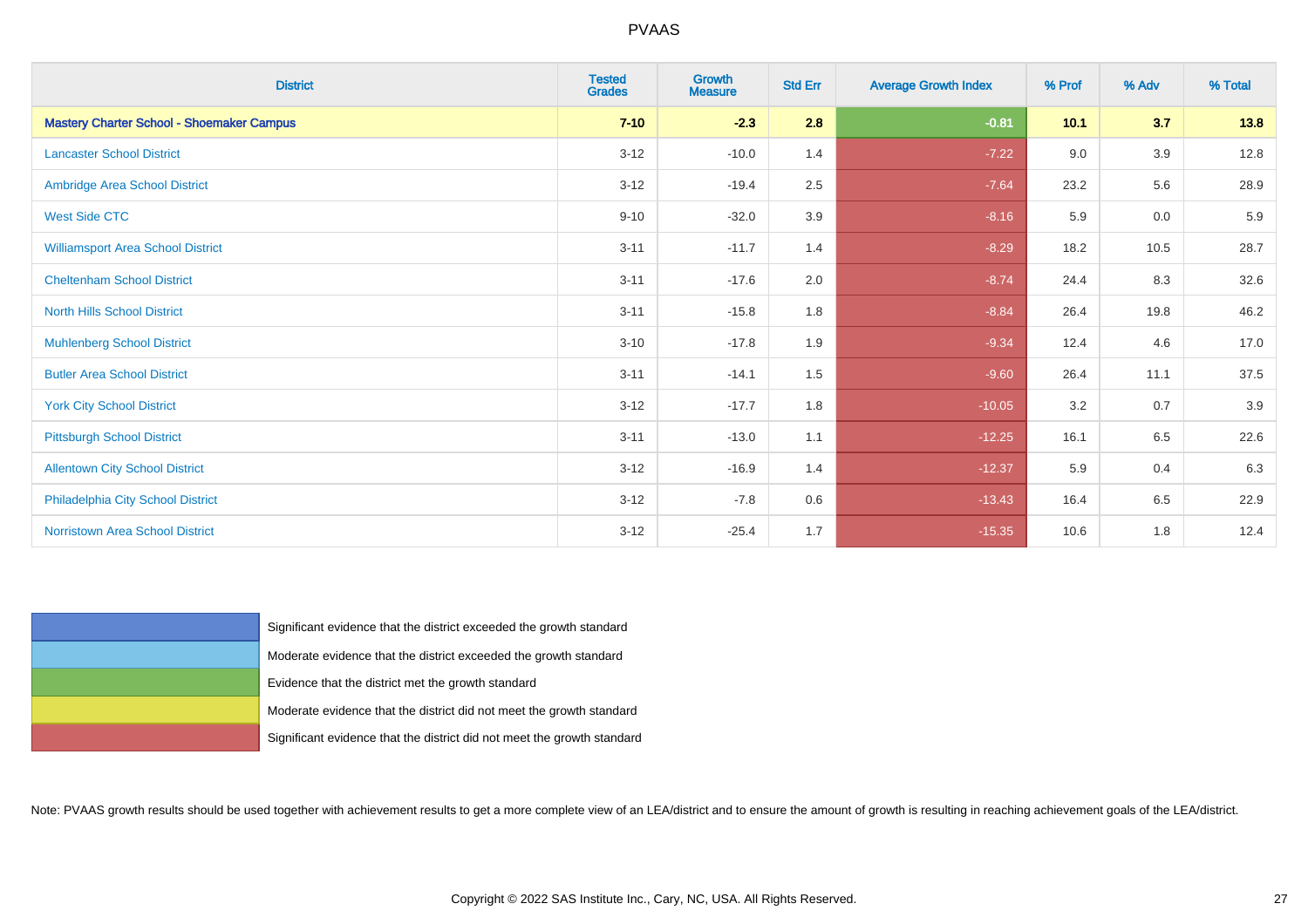# PVAAS

| District | Tested Grades | Growth Measure | Std Err | Average Growth Index | % Prof | % Adv | % Total |
|---|---|---|---|---|---|---|---|
| **Mastery Charter School - Shoemaker Campus** | **7-10** | **-2.3** | **2.8** | **-0.81** | **10.1** | **3.7** | **13.8** |
| Lancaster School District | 3-12 | -10.0 | 1.4 | -7.22 | 9.0 | 3.9 | 12.8 |
| Ambridge Area School District | 3-12 | -19.4 | 2.5 | -7.64 | 23.2 | 5.6 | 28.9 |
| West Side CTC | 9-10 | -32.0 | 3.9 | -8.16 | 5.9 | 0.0 | 5.9 |
| Williamsport Area School District | 3-11 | -11.7 | 1.4 | -8.29 | 18.2 | 10.5 | 28.7 |
| Cheltenham School District | 3-11 | -17.6 | 2.0 | -8.74 | 24.4 | 8.3 | 32.6 |
| North Hills School District | 3-11 | -15.8 | 1.8 | -8.84 | 26.4 | 19.8 | 46.2 |
| Muhlenberg School District | 3-10 | -17.8 | 1.9 | -9.34 | 12.4 | 4.6 | 17.0 |
| Butler Area School District | 3-11 | -14.1 | 1.5 | -9.60 | 26.4 | 11.1 | 37.5 |
| York City School District | 3-12 | -17.7 | 1.8 | -10.05 | 3.2 | 0.7 | 3.9 |
| Pittsburgh School District | 3-11 | -13.0 | 1.1 | -12.25 | 16.1 | 6.5 | 22.6 |
| Allentown City School District | 3-12 | -16.9 | 1.4 | -12.37 | 5.9 | 0.4 | 6.3 |
| Philadelphia City School District | 3-12 | -7.8 | 0.6 | -13.43 | 16.4 | 6.5 | 22.9 |
| Norristown Area School District | 3-12 | -25.4 | 1.7 | -15.35 | 10.6 | 1.8 | 12.4 |

Significant evidence that the district exceeded the growth standard

Moderate evidence that the district exceeded the growth standard

Evidence that the district met the growth standard

Moderate evidence that the district did not meet the growth standard

Significant evidence that the district did not meet the growth standard

Note: PVAAS growth results should be used together with achievement results to get a more complete view of an LEA/district and to ensure the amount of growth is resulting in reaching achievement goals of the LEA/district.

Copyright © 2022 SAS Institute Inc., Cary, NC, USA. All Rights Reserved.